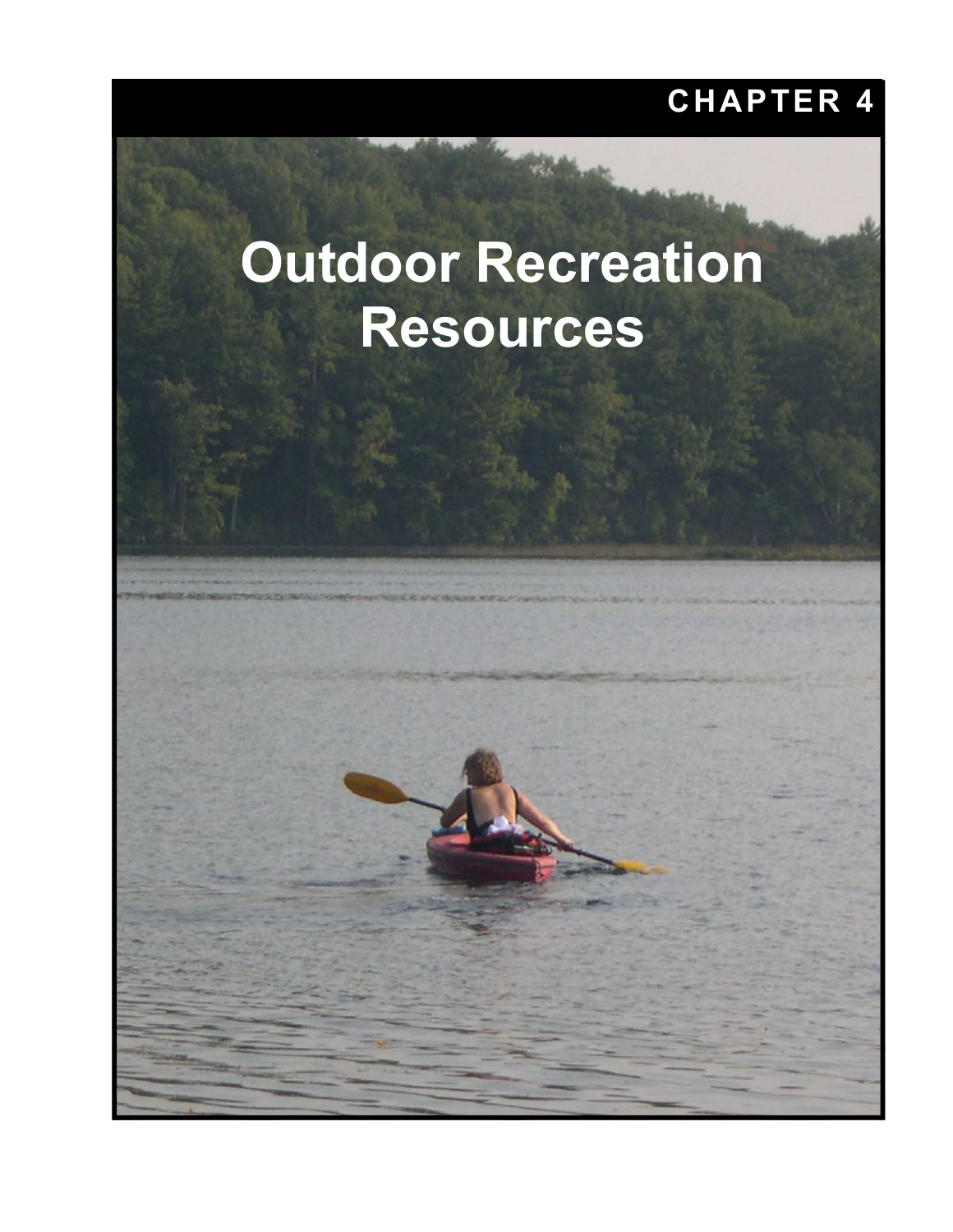CHAPTER 4

# Outdoor Recreation Resources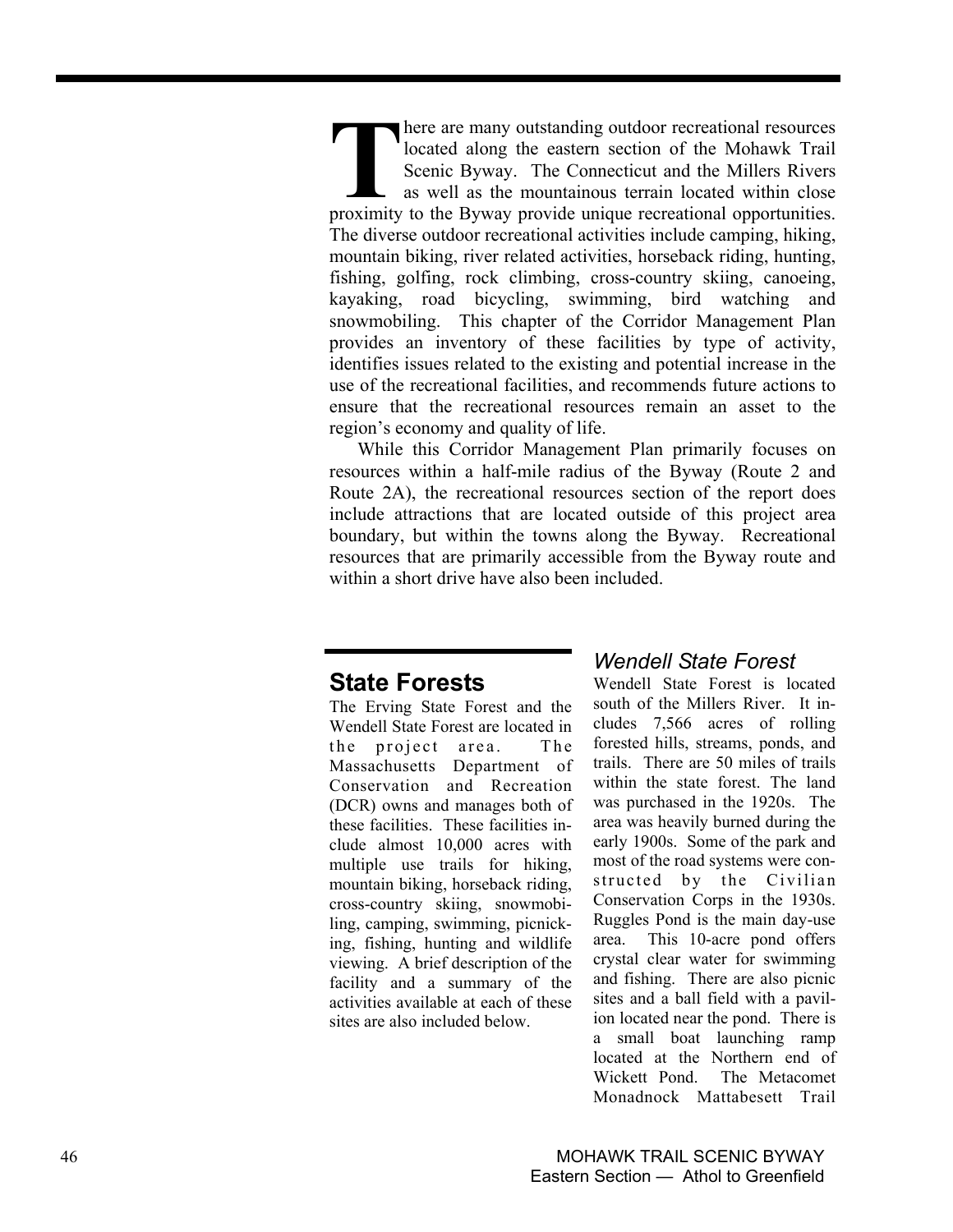There are many outstanding outdoor recreational resources located along the eastern section of the Mohawk Trail Scenic Byway. The Connecticut and the Millers Rivers as well as the mountainous terrain located within close proximity to the Byway provide unique recreational opportunities. The diverse outdoor recreational activities include camping, hiking, mountain biking, river related activities, horseback riding, hunting, fishing, golfing, rock climbing, cross-country skiing, canoeing, kayaking, road bicycling, swimming, bird watching and snowmobiling. This chapter of the Corridor Management Plan provides an inventory of these facilities by type of activity, identifies issues related to the existing and potential increase in the use of the recreational facilities, and recommends future actions to ensure that the recreational resources remain an asset to the region's economy and quality of life.

While this Corridor Management Plan primarily focuses on resources within a half-mile radius of the Byway (Route 2 and Route 2A), the recreational resources section of the report does include attractions that are located outside of this project area boundary, but within the towns along the Byway. Recreational resources that are primarily accessible from the Byway route and within a short drive have also been included.

## State Forests

The Erving State Forest and the Wendell State Forest are located in the project area. The Massachusetts Department of Conservation and Recreation (DCR) owns and manages both of these facilities. These facilities include almost 10,000 acres with multiple use trails for hiking, mountain biking, horseback riding, cross-country skiing, snowmobiling, camping, swimming, picnicking, fishing, hunting and wildlife viewing. A brief description of the facility and a summary of the activities available at each of these sites are also included below.

### *Wendell State Forest*

Wendell State Forest is located south of the Millers River. It includes 7,566 acres of rolling forested hills, streams, ponds, and trails. There are 50 miles of trails within the state forest. The land was purchased in the 1920s. The area was heavily burned during the early 1900s. Some of the park and most of the road systems were constructed by the Civilian Conservation Corps in the 1930s. Ruggles Pond is the main day-use area. This 10-acre pond offers crystal clear water for swimming and fishing. There are also picnic sites and a ball field with a pavilion located near the pond. There is a small boat launching ramp located at the Northern end of Wickett Pond. The Metacomet Monadnock Mattabesett Trail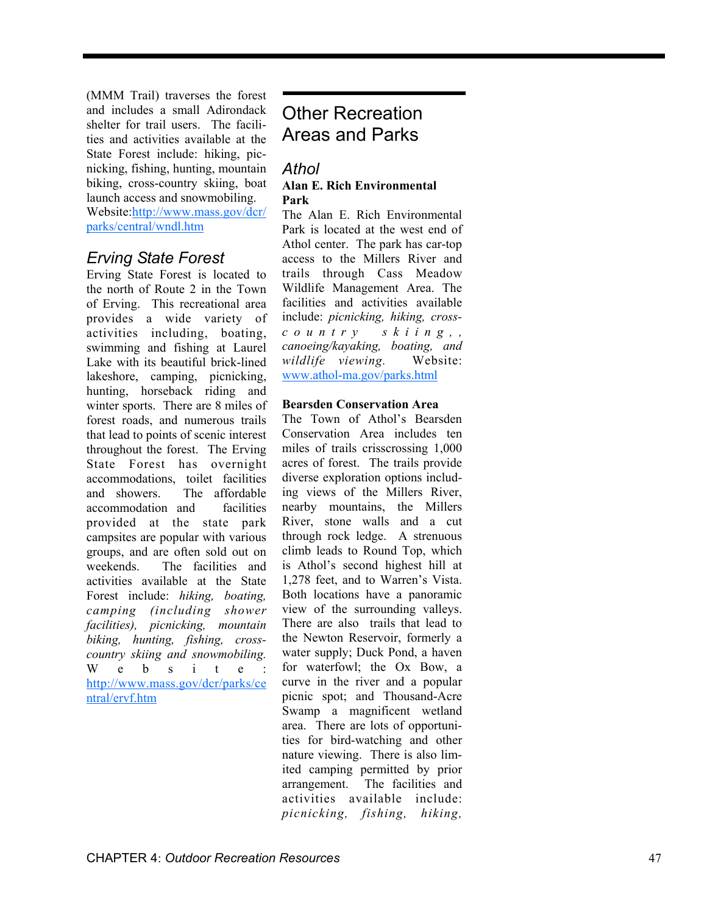(MMM Trail) traverses the forest and includes a small Adirondack shelter for trail users. The facilities and activities available at the State Forest include: hiking, picnicking, fishing, hunting, mountain biking, cross-country skiing, boat launch access and snowmobiling. Website:http://www.mass.gov/dcr/parks/central/wndl.htm

### Erving State Forest

Erving State Forest is located to the north of Route 2 in the Town of Erving. This recreational area provides a wide variety of activities including, boating, swimming and fishing at Laurel Lake with its beautiful brick-lined lakeshore, camping, picnicking, hunting, horseback riding and winter sports. There are 8 miles of forest roads, and numerous trails that lead to points of scenic interest throughout the forest. The Erving State Forest has overnight accommodations, toilet facilities and showers. The affordable accommodation and facilities provided at the state park campsites are popular with various groups, and are often sold out on weekends. The facilities and activities available at the State Forest include: *hiking, boating, camping (including shower facilities), picnicking, mountain biking, hunting, fishing, cross-country skiing and snowmobiling.* Website: http://www.mass.gov/dcr/parks/central/ervf.htm

## Other Recreation Areas and Parks

### Athol

**Alan E. Rich Environmental Park**

The Alan E. Rich Environmental Park is located at the west end of Athol center. The park has car-top access to the Millers River and trails through Cass Meadow Wildlife Management Area. The facilities and activities available include: *picnicking, hiking, cross-country skiing,, canoeing/kayaking, boating, and wildlife viewing.* Website: www.athol-ma.gov/parks.html

**Bearsden Conservation Area**

The Town of Athol's Bearsden Conservation Area includes ten miles of trails crisscrossing 1,000 acres of forest. The trails provide diverse exploration options including views of the Millers River, nearby mountains, the Millers River, stone walls and a cut through rock ledge. A strenuous climb leads to Round Top, which is Athol's second highest hill at 1,278 feet, and to Warren's Vista. Both locations have a panoramic view of the surrounding valleys. There are also trails that lead to the Newton Reservoir, formerly a water supply; Duck Pond, a haven for waterfowl; the Ox Bow, a curve in the river and a popular picnic spot; and Thousand-Acre Swamp a magnificent wetland area. There are lots of opportunities for bird-watching and other nature viewing. There is also limited camping permitted by prior arrangement. The facilities and activities available include: *picnicking, fishing, hiking,*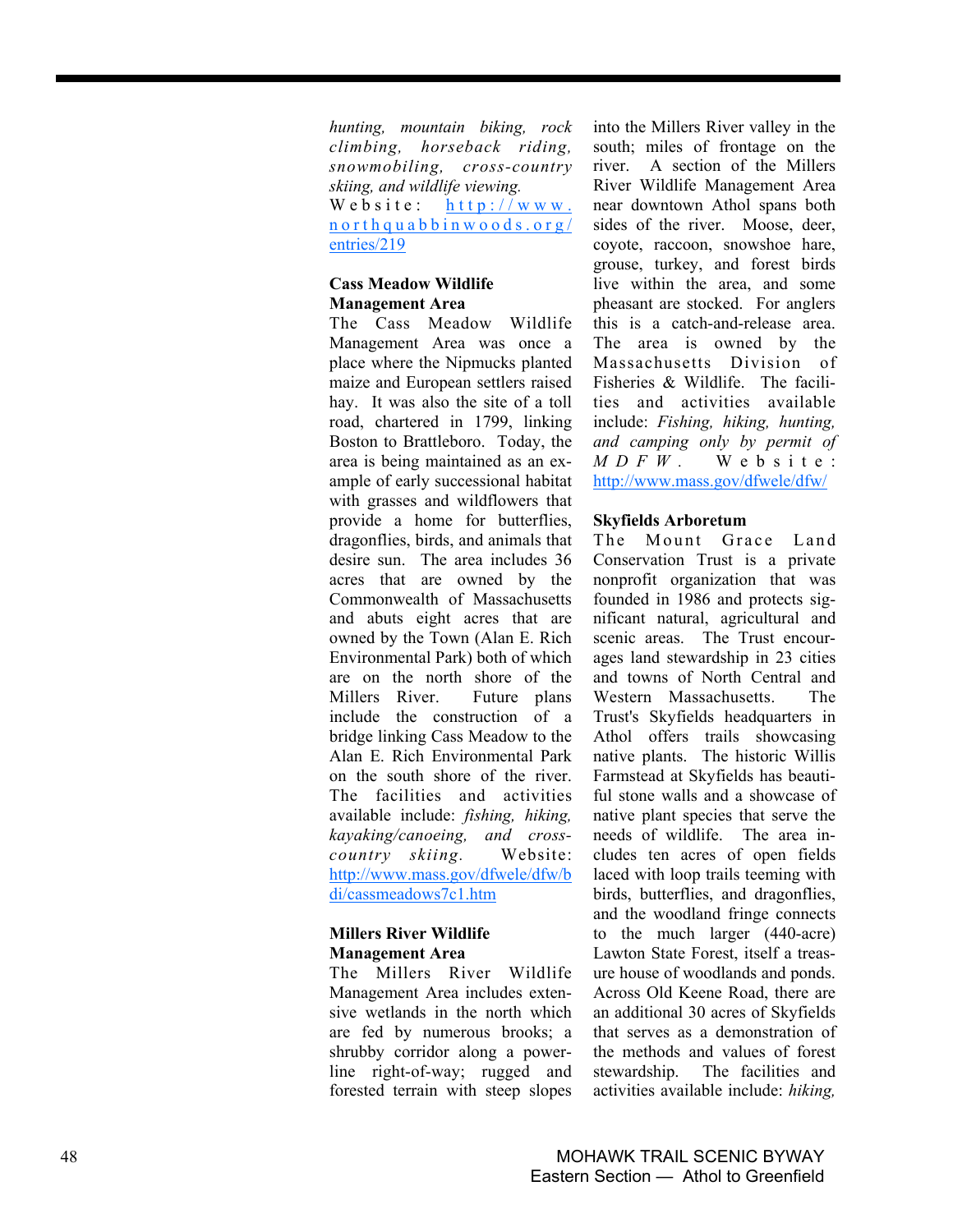*hunting, mountain biking, rock climbing, horseback riding, snowmobiling, cross-country skiing, and wildlife viewing.* Website: [http://www.northquabbinwoods.org/entries/219](http://www.northquabbinwoods.org/entries/219)

**Cass Meadow Wildlife Management Area**

The Cass Meadow Wildlife Management Area was once a place where the Nipmucks planted maize and European settlers raised hay. It was also the site of a toll road, chartered in 1799, linking Boston to Brattleboro. Today, the area is being maintained as an example of early successional habitat with grasses and wildflowers that provide a home for butterflies, dragonflies, birds, and animals that desire sun. The area includes 36 acres that are owned by the Commonwealth of Massachusetts and abuts eight acres that are owned by the Town (Alan E. Rich Environmental Park) both of which are on the north shore of the Millers River. Future plans include the construction of a bridge linking Cass Meadow to the Alan E. Rich Environmental Park on the south shore of the river. The facilities and activities available include: *fishing, hiking, kayaking/canoeing, and cross-country skiing.* Website: [http://www.mass.gov/dfwele/dfw/bdi/cassmeadows7c1.htm](http://www.mass.gov/dfwele/dfw/bdi/cassmeadows7c1.htm)

**Millers River Wildlife Management Area**

The Millers River Wildlife Management Area includes extensive wetlands in the north which are fed by numerous brooks; a shrubby corridor along a powerline right-of-way; rugged and forested terrain with steep slopes into the Millers River valley in the south; miles of frontage on the river. A section of the Millers River Wildlife Management Area near downtown Athol spans both sides of the river. Moose, deer, coyote, raccoon, snowshoe hare, grouse, turkey, and forest birds live within the area, and some pheasant are stocked. For anglers this is a catch-and-release area. The area is owned by the Massachusetts Division of Fisheries & Wildlife. The facilities and activities available include: *Fishing, hiking, hunting, and camping only by permit of MDFW.* Website: [http://www.mass.gov/dfwele/dfw/](http://www.mass.gov/dfwele/dfw/)

**Skyfields Arboretum**

The Mount Grace Land Conservation Trust is a private nonprofit organization that was founded in 1986 and protects significant natural, agricultural and scenic areas. The Trust encourages land stewardship in 23 cities and towns of North Central and Western Massachusetts. The Trust's Skyfields headquarters in Athol offers trails showcasing native plants. The historic Willis Farmstead at Skyfields has beautiful stone walls and a showcase of native plant species that serve the needs of wildlife. The area includes ten acres of open fields laced with loop trails teeming with birds, butterflies, and dragonflies, and the woodland fringe connects to the much larger (440-acre) Lawton State Forest, itself a treasure house of woodlands and ponds. Across Old Keene Road, there are an additional 30 acres of Skyfields that serves as a demonstration of the methods and values of forest stewardship. The facilities and activities available include: *hiking,*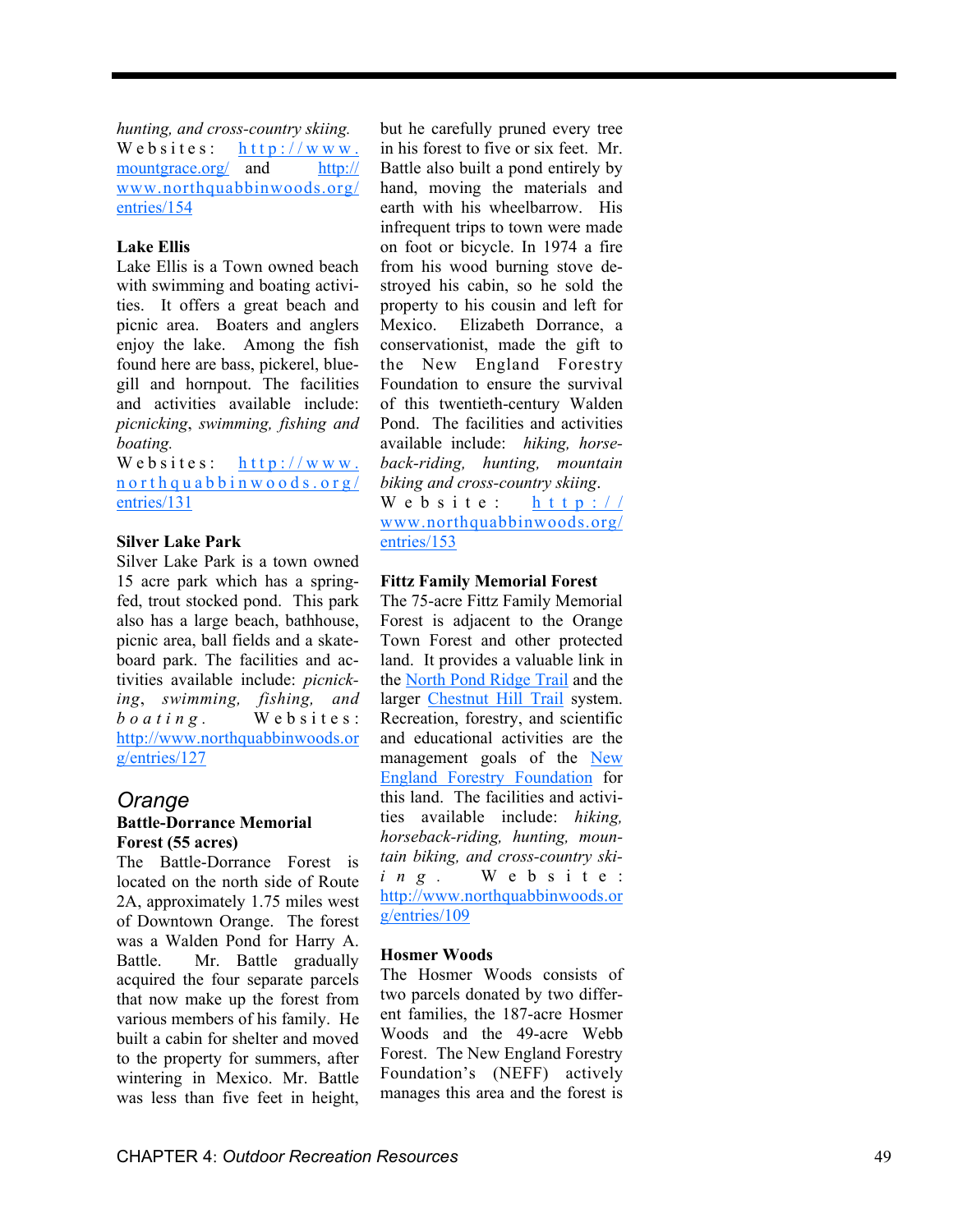*hunting, and cross-country skiing.* Websites: http://www.mountgrace.org/ and http://www.northquabbinwoods.org/entries/154

**Lake Ellis**

Lake Ellis is a Town owned beach with swimming and boating activities. It offers a great beach and picnic area. Boaters and anglers enjoy the lake. Among the fish found here are bass, pickerel, bluegill and hornpout. The facilities and activities available include: *picnicking*, *swimming, fishing and boating.* Websites: http://www.northquabbinwoods.org/entries/131

**Silver Lake Park**

Silver Lake Park is a town owned 15 acre park which has a spring-fed, trout stocked pond. This park also has a large beach, bathhouse, picnic area, ball fields and a skateboard park. The facilities and activities available include: *picnicking*, *swimming, fishing, and boating*. Websites: http://www.northquabbinwoods.org/entries/127

## Orange

**Battle-Dorrance Memorial Forest (55 acres)**

The Battle-Dorrance Forest is located on the north side of Route 2A, approximately 1.75 miles west of Downtown Orange. The forest was a Walden Pond for Harry A. Battle. Mr. Battle gradually acquired the four separate parcels that now make up the forest from various members of his family. He built a cabin for shelter and moved to the property for summers, after wintering in Mexico. Mr. Battle was less than five feet in height, but he carefully pruned every tree in his forest to five or six feet. Mr. Battle also built a pond entirely by hand, moving the materials and earth with his wheelbarrow. His infrequent trips to town were made on foot or bicycle. In 1974 a fire from his wood burning stove destroyed his cabin, so he sold the property to his cousin and left for Mexico. Elizabeth Dorrance, a conservationist, made the gift to the New England Forestry Foundation to ensure the survival of this twentieth-century Walden Pond. The facilities and activities available include: *hiking, horse-back-riding, hunting, mountain biking and cross-country skiing*. Website: http://www.northquabbinwoods.org/entries/153

**Fittz Family Memorial Forest**

The 75-acre Fittz Family Memorial Forest is adjacent to the Orange Town Forest and other protected land. It provides a valuable link in the North Pond Ridge Trail and the larger Chestnut Hill Trail system. Recreation, forestry, and scientific and educational activities are the management goals of the New England Forestry Foundation for this land. The facilities and activities available include: *hiking, horseback-riding, hunting, mountain biking, and cross-country skiing*. Website: http://www.northquabbinwoods.org/entries/109

**Hosmer Woods**

The Hosmer Woods consists of two parcels donated by two different families, the 187-acre Hosmer Woods and the 49-acre Webb Forest. The New England Forestry Foundation's (NEFF) actively manages this area and the forest is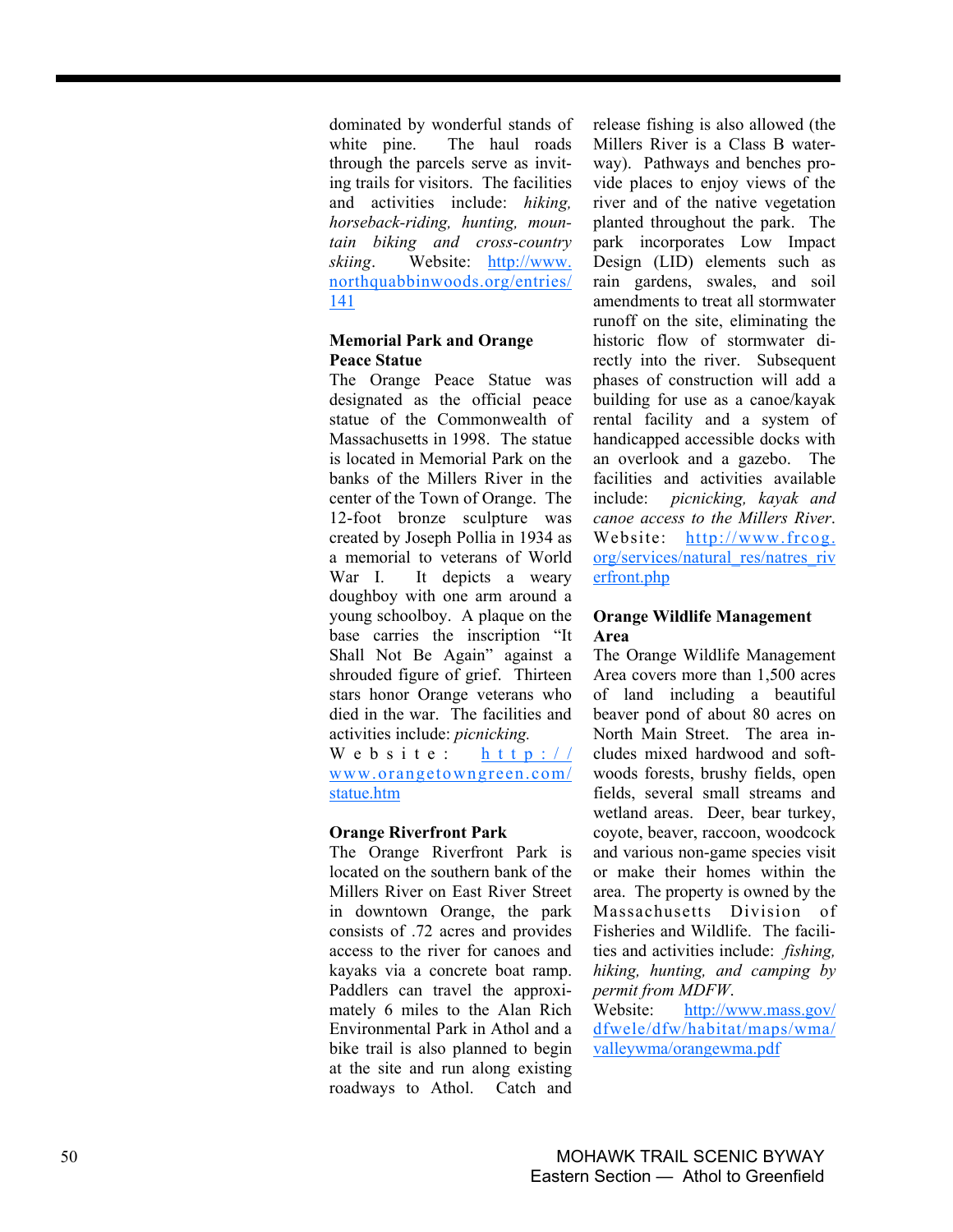dominated by wonderful stands of white pine. The haul roads through the parcels serve as inviting trails for visitors. The facilities and activities include: *hiking, horseback-riding, hunting, mountain biking and cross-country skiing*. Website: http://www.northquabbinwoods.org/entries/141

**Memorial Park and Orange Peace Statue**

The Orange Peace Statue was designated as the official peace statue of the Commonwealth of Massachusetts in 1998. The statue is located in Memorial Park on the banks of the Millers River in the center of the Town of Orange. The 12-foot bronze sculpture was created by Joseph Pollia in 1934 as a memorial to veterans of World War I. It depicts a weary doughboy with one arm around a young schoolboy. A plaque on the base carries the inscription "It Shall Not Be Again" against a shrouded figure of grief. Thirteen stars honor Orange veterans who died in the war. The facilities and activities include: *picnicking.*
Website: http://www.orangetowngreen.com/statue.htm

**Orange Riverfront Park**

The Orange Riverfront Park is located on the southern bank of the Millers River on East River Street in downtown Orange, the park consists of .72 acres and provides access to the river for canoes and kayaks via a concrete boat ramp. Paddlers can travel the approximately 6 miles to the Alan Rich Environmental Park in Athol and a bike trail is also planned to begin at the site and run along existing roadways to Athol. Catch and release fishing is also allowed (the Millers River is a Class B waterway). Pathways and benches provide places to enjoy views of the river and of the native vegetation planted throughout the park. The park incorporates Low Impact Design (LID) elements such as rain gardens, swales, and soil amendments to treat all stormwater runoff on the site, eliminating the historic flow of stormwater directly into the river. Subsequent phases of construction will add a building for use as a canoe/kayak rental facility and a system of handicapped accessible docks with an overlook and a gazebo. The facilities and activities available include: *picnicking, kayak and canoe access to the Millers River*.
Website: http://www.frcog.org/services/natural_res/natres_riverfront.php

**Orange Wildlife Management Area**

The Orange Wildlife Management Area covers more than 1,500 acres of land including a beautiful beaver pond of about 80 acres on North Main Street. The area includes mixed hardwood and softwoods forests, brushy fields, open fields, several small streams and wetland areas. Deer, bear turkey, coyote, beaver, raccoon, woodcock and various non-game species visit or make their homes within the area. The property is owned by the Massachusetts Division of Fisheries and Wildlife. The facilities and activities include: *fishing, hiking, hunting, and camping by permit from MDFW*.
Website: http://www.mass.gov/dfwele/dfw/habitat/maps/wma/valleywma/orangewma.pdf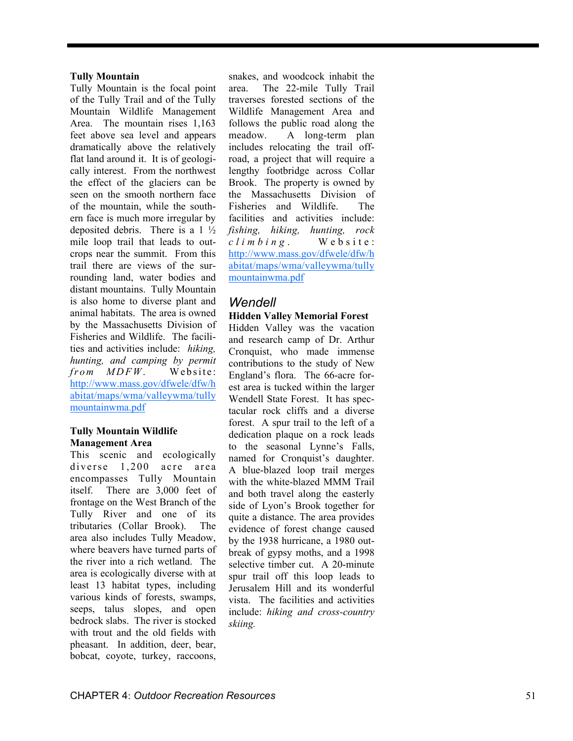**Tully Mountain**

Tully Mountain is the focal point of the Tully Trail and of the Tully Mountain Wildlife Management Area. The mountain rises 1,163 feet above sea level and appears dramatically above the relatively flat land around it. It is of geologically interest. From the northwest the effect of the glaciers can be seen on the smooth northern face of the mountain, while the southern face is much more irregular by deposited debris. There is a 1 ½ mile loop trail that leads to outcrops near the summit. From this trail there are views of the surrounding land, water bodies and distant mountains. Tully Mountain is also home to diverse plant and animal habitats. The area is owned by the Massachusetts Division of Fisheries and Wildlife. The facilities and activities include: *hiking, hunting, and camping by permit from MDFW*. Website: http://www.mass.gov/dfwele/dfw/habitat/maps/wma/valleywma/tullymountainwma.pdf

**Tully Mountain Wildlife Management Area**

This scenic and ecologically diverse 1,200 acre area encompasses Tully Mountain itself. There are 3,000 feet of frontage on the West Branch of the Tully River and one of its tributaries (Collar Brook). The area also includes Tully Meadow, where beavers have turned parts of the river into a rich wetland. The area is ecologically diverse with at least 13 habitat types, including various kinds of forests, swamps, seeps, talus slopes, and open bedrock slabs. The river is stocked with trout and the old fields with pheasant. In addition, deer, bear, bobcat, coyote, turkey, raccoons, snakes, and woodcock inhabit the area. The 22-mile Tully Trail traverses forested sections of the Wildlife Management Area and follows the public road along the meadow. A long-term plan includes relocating the trail off-road, a project that will require a lengthy footbridge across Collar Brook. The property is owned by the Massachusetts Division of Fisheries and Wildlife. The facilities and activities include: *fishing, hiking, hunting, rock climbing*. Website: http://www.mass.gov/dfwele/dfw/habitat/maps/wma/valleywma/tullymountainwma.pdf

## *Wendell*

**Hidden Valley Memorial Forest**

Hidden Valley was the vacation and research camp of Dr. Arthur Cronquist, who made immense contributions to the study of New England's flora. The 66-acre forest area is tucked within the larger Wendell State Forest. It has spectacular rock cliffs and a diverse forest. A spur trail to the left of a dedication plaque on a rock leads to the seasonal Lynne's Falls, named for Cronquist's daughter. A blue-blazed loop trail merges with the white-blazed MMM Trail and both travel along the easterly side of Lyon's Brook together for quite a distance. The area provides evidence of forest change caused by the 1938 hurricane, a 1980 outbreak of gypsy moths, and a 1998 selective timber cut. A 20-minute spur trail off this loop leads to Jerusalem Hill and its wonderful vista. The facilities and activities include: *hiking and cross-country skiing.*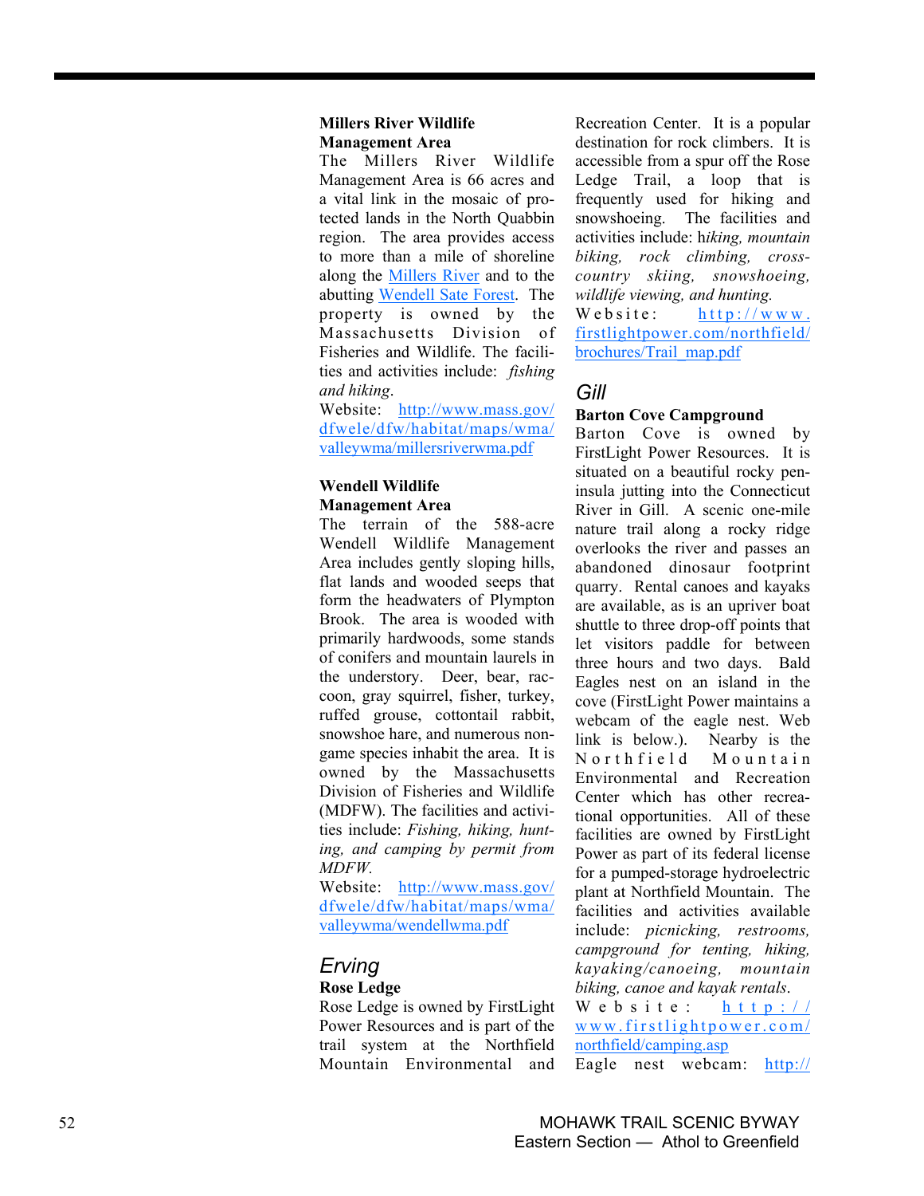**Millers River Wildlife Management Area**

The Millers River Wildlife Management Area is 66 acres and a vital link in the mosaic of protected lands in the North Quabbin region. The area provides access to more than a mile of shoreline along the [Millers River](#) and to the abutting [Wendell Sate Forest](#). The property is owned by the Massachusetts Division of Fisheries and Wildlife. The facilities and activities include: *fishing and hiking*.

Website: [http://www.mass.gov/dfwele/dfw/habitat/maps/wma/valleywma/millersriverwma.pdf](http://www.mass.gov/dfwele/dfw/habitat/maps/wma/valleywma/millersriverwma.pdf)

**Wendell Wildlife Management Area**

The terrain of the 588-acre Wendell Wildlife Management Area includes gently sloping hills, flat lands and wooded seeps that form the headwaters of Plympton Brook. The area is wooded with primarily hardwoods, some stands of conifers and mountain laurels in the understory. Deer, bear, raccoon, gray squirrel, fisher, turkey, ruffed grouse, cottontail rabbit, snowshoe hare, and numerous non-game species inhabit the area. It is owned by the Massachusetts Division of Fisheries and Wildlife (MDFW). The facilities and activities include: *Fishing, hiking, hunting, and camping by permit from MDFW.*

Website: [http://www.mass.gov/dfwele/dfw/habitat/maps/wma/valleywma/wendellwma.pdf](http://www.mass.gov/dfwele/dfw/habitat/maps/wma/valleywma/wendellwma.pdf)

## *Erving*

**Rose Ledge**

Rose Ledge is owned by FirstLight Power Resources and is part of the trail system at the Northfield Mountain Environmental and Recreation Center. It is a popular destination for rock climbers. It is accessible from a spur off the Rose Ledge Trail, a loop that is frequently used for hiking and snowshoeing. The facilities and activities include: h*iking, mountain biking, rock climbing, cross-country skiing, snowshoeing, wildlife viewing, and hunting.*

Website: [http://www.firstlightpower.com/northfield/brochures/Trail_map.pdf](http://www.firstlightpower.com/northfield/brochures/Trail_map.pdf)

## *Gill*

**Barton Cove Campground**

Barton Cove is owned by FirstLight Power Resources. It is situated on a beautiful rocky peninsula jutting into the Connecticut River in Gill. A scenic one-mile nature trail along a rocky ridge overlooks the river and passes an abandoned dinosaur footprint quarry. Rental canoes and kayaks are available, as is an upriver boat shuttle to three drop-off points that let visitors paddle for between three hours and two days. Bald Eagles nest on an island in the cove (FirstLight Power maintains a webcam of the eagle nest. Web link is below.). Nearby is the Northfield Mountain Environmental and Recreation Center which has other recreational opportunities. All of these facilities are owned by FirstLight Power as part of its federal license for a pumped-storage hydroelectric plant at Northfield Mountain. The facilities and activities available include: *picnicking, restrooms, campground for tenting, hiking, kayaking/canoeing, mountain biking, canoe and kayak rentals*.

Website: [http://www.firstlightpower.com/northfield/camping.asp](http://www.firstlightpower.com/northfield/camping.asp)

Eagle nest webcam: [http://](http://)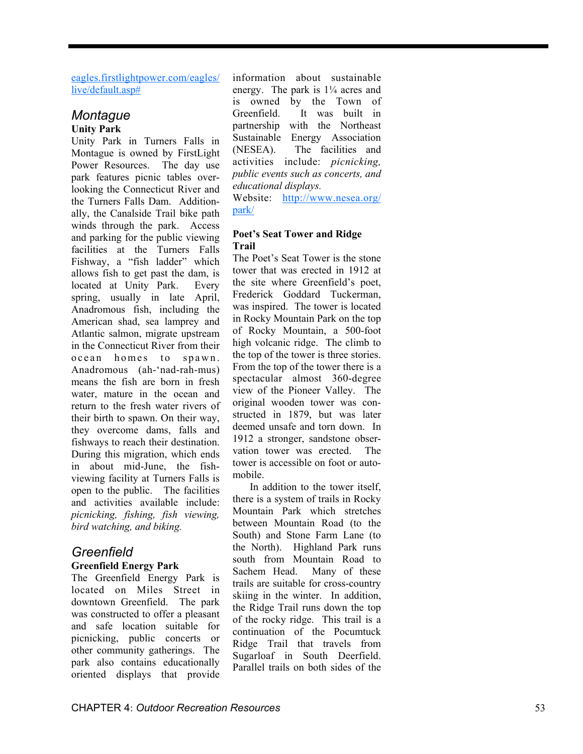eagles.firstlightpower.com/eagles/live/default.asp#

## Montague

### Unity Park

Unity Park in Turners Falls in Montague is owned by FirstLight Power Resources. The day use park features picnic tables overlooking the Connecticut River and the Turners Falls Dam. Additionally, the Canalside Trail bike path winds through the park. Access and parking for the public viewing facilities at the Turners Falls Fishway, a "fish ladder" which allows fish to get past the dam, is located at Unity Park. Every spring, usually in late April, Anadromous fish, including the American shad, sea lamprey and Atlantic salmon, migrate upstream in the Connecticut River from their ocean homes to spawn. Anadromous (ah-'nad-rah-mus) means the fish are born in fresh water, mature in the ocean and return to the fresh water rivers of their birth to spawn. On their way, they overcome dams, falls and fishways to reach their destination. During this migration, which ends in about mid-June, the fish-viewing facility at Turners Falls is open to the public. The facilities and activities available include: *picnicking, fishing, fish viewing, bird watching, and biking.*

## Greenfield

### Greenfield Energy Park

The Greenfield Energy Park is located on Miles Street in downtown Greenfield. The park was constructed to offer a pleasant and safe location suitable for picnicking, public concerts or other community gatherings. The park also contains educationally oriented displays that provide information about sustainable energy. The park is 1¼ acres and is owned by the Town of Greenfield. It was built in partnership with the Northeast Sustainable Energy Association (NESEA). The facilities and activities include: *picnicking, public events such as concerts, and educational displays.*

Website: http://www.nesea.org/park/

### Poet's Seat Tower and Ridge Trail

The Poet's Seat Tower is the stone tower that was erected in 1912 at the site where Greenfield's poet, Frederick Goddard Tuckerman, was inspired. The tower is located in Rocky Mountain Park on the top of Rocky Mountain, a 500-foot high volcanic ridge. The climb to the top of the tower is three stories. From the top of the tower there is a spectacular almost 360-degree view of the Pioneer Valley. The original wooden tower was constructed in 1879, but was later deemed unsafe and torn down. In 1912 a stronger, sandstone observation tower was erected. The tower is accessible on foot or automobile.

In addition to the tower itself, there is a system of trails in Rocky Mountain Park which stretches between Mountain Road (to the South) and Stone Farm Lane (to the North). Highland Park runs south from Mountain Road to Sachem Head. Many of these trails are suitable for cross-country skiing in the winter. In addition, the Ridge Trail runs down the top of the rocky ridge. This trail is a continuation of the Pocumtuck Ridge Trail that travels from Sugarloaf in South Deerfield. Parallel trails on both sides of the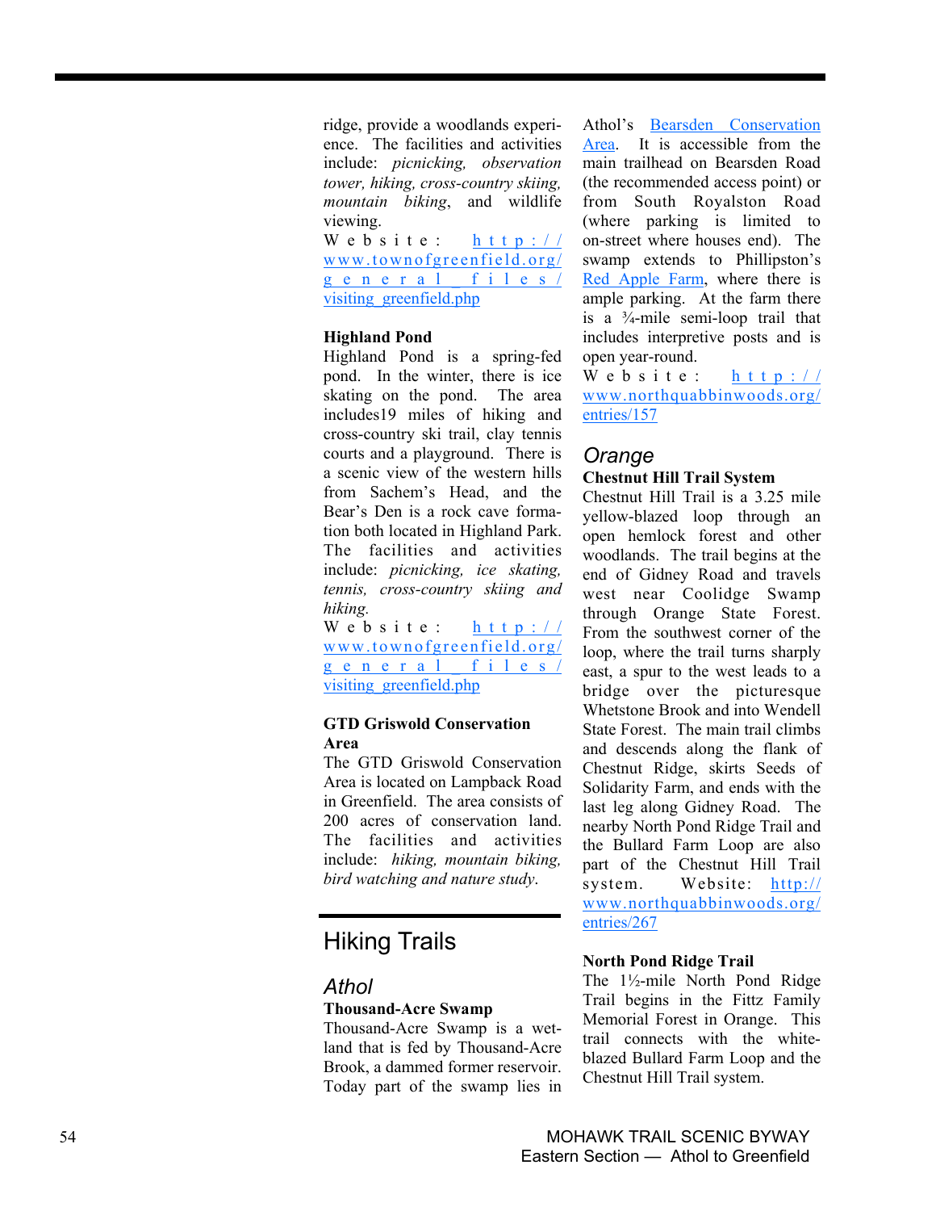ridge, provide a woodlands experience. The facilities and activities include: *picnicking, observation tower, hiking, cross-country skiing, mountain biking*, and wildlife viewing.
Website: http://www.townofgreenfield.org/general_files/visiting_greenfield.php

**Highland Pond**
Highland Pond is a spring-fed pond. In the winter, there is ice skating on the pond. The area includes19 miles of hiking and cross-country ski trail, clay tennis courts and a playground. There is a scenic view of the western hills from Sachem's Head, and the Bear's Den is a rock cave formation both located in Highland Park. The facilities and activities include: *picnicking, ice skating, tennis, cross-country skiing and hiking.*
Website: http://www.townofgreenfield.org/general_files/visiting_greenfield.php

**GTD Griswold Conservation Area**
The GTD Griswold Conservation Area is located on Lampback Road in Greenfield. The area consists of 200 acres of conservation land. The facilities and activities include: *hiking, mountain biking, bird watching and nature study*.

# Hiking Trails

## *Athol*

**Thousand-Acre Swamp**
Thousand-Acre Swamp is a wetland that is fed by Thousand-Acre Brook, a dammed former reservoir. Today part of the swamp lies in Athol's Bearsden Conservation Area. It is accessible from the main trailhead on Bearsden Road (the recommended access point) or from South Royalston Road (where parking is limited to on-street where houses end). The swamp extends to Phillipston's Red Apple Farm, where there is ample parking. At the farm there is a ¾-mile semi-loop trail that includes interpretive posts and is open year-round.
Website: http://www.northquabbinwoods.org/entries/157

## *Orange*

**Chestnut Hill Trail System**
Chestnut Hill Trail is a 3.25 mile yellow-blazed loop through an open hemlock forest and other woodlands. The trail begins at the end of Gidney Road and travels west near Coolidge Swamp through Orange State Forest. From the southwest corner of the loop, where the trail turns sharply east, a spur to the west leads to a bridge over the picturesque Whetstone Brook and into Wendell State Forest. The main trail climbs and descends along the flank of Chestnut Ridge, skirts Seeds of Solidarity Farm, and ends with the last leg along Gidney Road. The nearby North Pond Ridge Trail and the Bullard Farm Loop are also part of the Chestnut Hill Trail system. Website: http://www.northquabbinwoods.org/entries/267

**North Pond Ridge Trail**
The 1½-mile North Pond Ridge Trail begins in the Fittz Family Memorial Forest in Orange. This trail connects with the white-blazed Bullard Farm Loop and the Chestnut Hill Trail system.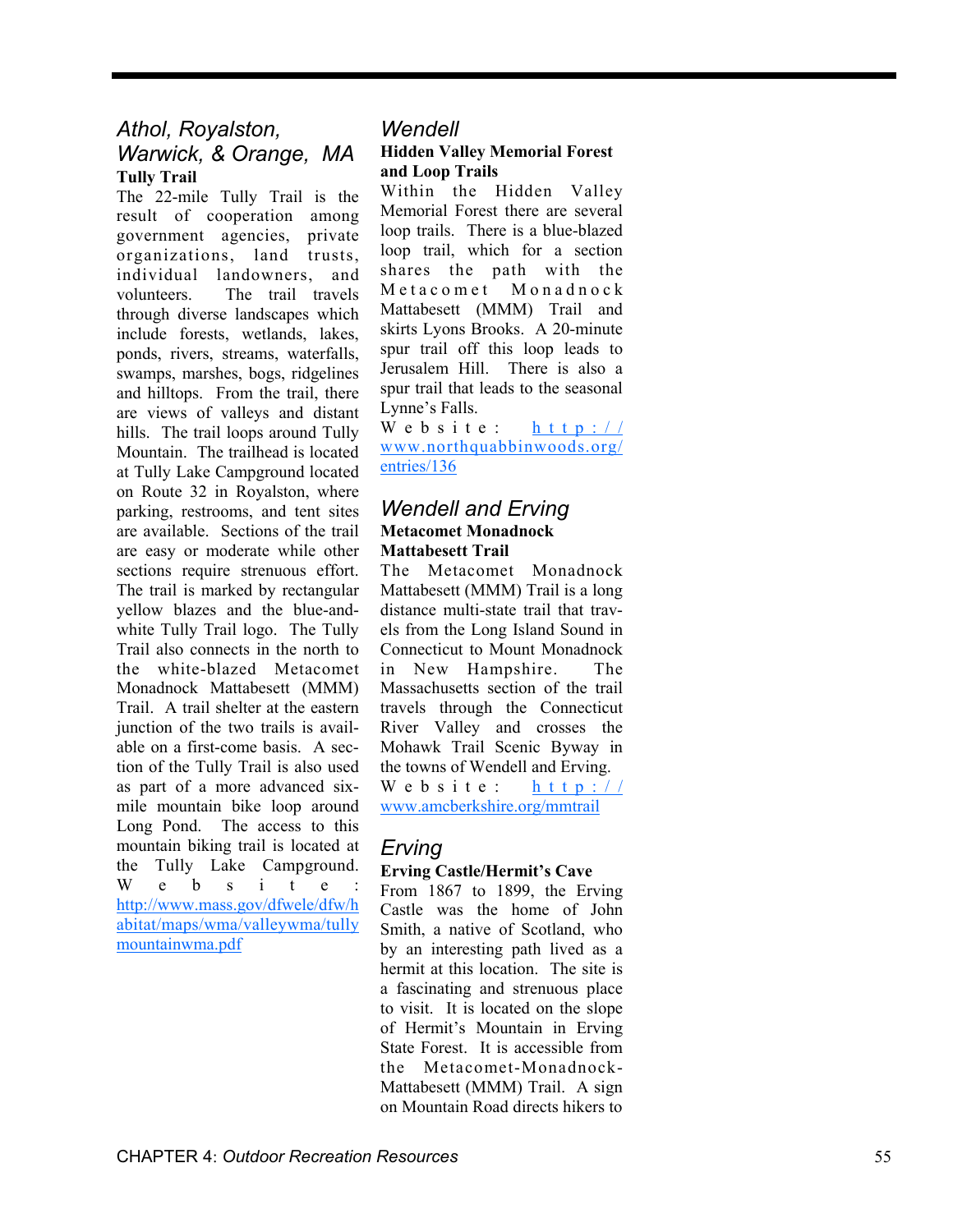## Athol, Royalston, Warwick, & Orange, MA

### Tully Trail

The 22-mile Tully Trail is the result of cooperation among government agencies, private organizations, land trusts, individual landowners, and volunteers. The trail travels through diverse landscapes which include forests, wetlands, lakes, ponds, rivers, streams, waterfalls, swamps, marshes, bogs, ridgelines and hilltops. From the trail, there are views of valleys and distant hills. The trail loops around Tully Mountain. The trailhead is located at Tully Lake Campground located on Route 32 in Royalston, where parking, restrooms, and tent sites are available. Sections of the trail are easy or moderate while other sections require strenuous effort. The trail is marked by rectangular yellow blazes and the blue-and-white Tully Trail logo. The Tully Trail also connects in the north to the white-blazed Metacomet Monadnock Mattabesett (MMM) Trail. A trail shelter at the eastern junction of the two trails is available on a first-come basis. A section of the Tully Trail is also used as part of a more advanced six-mile mountain bike loop around Long Pond. The access to this mountain biking trail is located at the Tully Lake Campground. Website: http://www.mass.gov/dfwele/dfw/habitat/maps/wma/valleywma/tullymountainwma.pdf

## Wendell

### Hidden Valley Memorial Forest and Loop Trails

Within the Hidden Valley Memorial Forest there are several loop trails. There is a blue-blazed loop trail, which for a section shares the path with the Metacomet Monadnock Mattabesett (MMM) Trail and skirts Lyons Brooks. A 20-minute spur trail off this loop leads to Jerusalem Hill. There is also a spur trail that leads to the seasonal Lynne's Falls.
Website: http://www.northquabbinwoods.org/entries/136

## Wendell and Erving

### Metacomet Monadnock Mattabesett Trail

The Metacomet Monadnock Mattabesett (MMM) Trail is a long distance multi-state trail that travels from the Long Island Sound in Connecticut to Mount Monadnock in New Hampshire. The Massachusetts section of the trail travels through the Connecticut River Valley and crosses the Mohawk Trail Scenic Byway in the towns of Wendell and Erving.
Website: http://www.amcberkshire.org/mmtrail

## Erving

### Erving Castle/Hermit's Cave

From 1867 to 1899, the Erving Castle was the home of John Smith, a native of Scotland, who by an interesting path lived as a hermit at this location. The site is a fascinating and strenuous place to visit. It is located on the slope of Hermit's Mountain in Erving State Forest. It is accessible from the Metacomet-Monadnock-Mattabesett (MMM) Trail. A sign on Mountain Road directs hikers to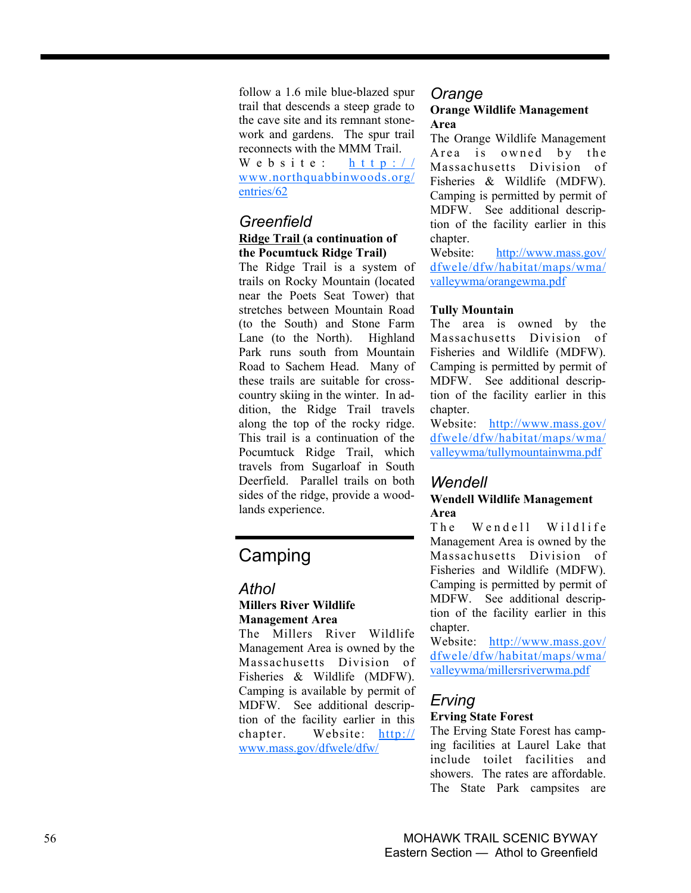follow a 1.6 mile blue-blazed spur trail that descends a steep grade to the cave site and its remnant stonework and gardens. The spur trail reconnects with the MMM Trail.
Website: http://www.northquabbinwoods.org/entries/62

### Greenfield

**Ridge Trail (a continuation of the Pocumtuck Ridge Trail)**
The Ridge Trail is a system of trails on Rocky Mountain (located near the Poets Seat Tower) that stretches between Mountain Road (to the South) and Stone Farm Lane (to the North). Highland Park runs south from Mountain Road to Sachem Head. Many of these trails are suitable for cross-country skiing in the winter. In addition, the Ridge Trail travels along the top of the rocky ridge. This trail is a continuation of the Pocumtuck Ridge Trail, which travels from Sugarloaf in South Deerfield. Parallel trails on both sides of the ridge, provide a woodlands experience.

## Camping

### Athol

**Millers River Wildlife Management Area**
The Millers River Wildlife Management Area is owned by the Massachusetts Division of Fisheries & Wildlife (MDFW). Camping is available by permit of MDFW. See additional description of the facility earlier in this chapter. Website: http://www.mass.gov/dfwele/dfw/

### Orange

**Orange Wildlife Management Area**
The Orange Wildlife Management Area is owned by the Massachusetts Division of Fisheries & Wildlife (MDFW). Camping is permitted by permit of MDFW. See additional description of the facility earlier in this chapter.
Website: http://www.mass.gov/dfwele/dfw/habitat/maps/wma/valleywma/orangewma.pdf

**Tully Mountain**
The area is owned by the Massachusetts Division of Fisheries and Wildlife (MDFW). Camping is permitted by permit of MDFW. See additional description of the facility earlier in this chapter.
Website: http://www.mass.gov/dfwele/dfw/habitat/maps/wma/valleywma/tullymountainwma.pdf

### Wendell

**Wendell Wildlife Management Area**
The Wendell Wildlife Management Area is owned by the Massachusetts Division of Fisheries and Wildlife (MDFW). Camping is permitted by permit of MDFW. See additional description of the facility earlier in this chapter.
Website: http://www.mass.gov/dfwele/dfw/habitat/maps/wma/valleywma/millersriverwma.pdf

### Erving

**Erving State Forest**
The Erving State Forest has camping facilities at Laurel Lake that include toilet facilities and showers. The rates are affordable. The State Park campsites are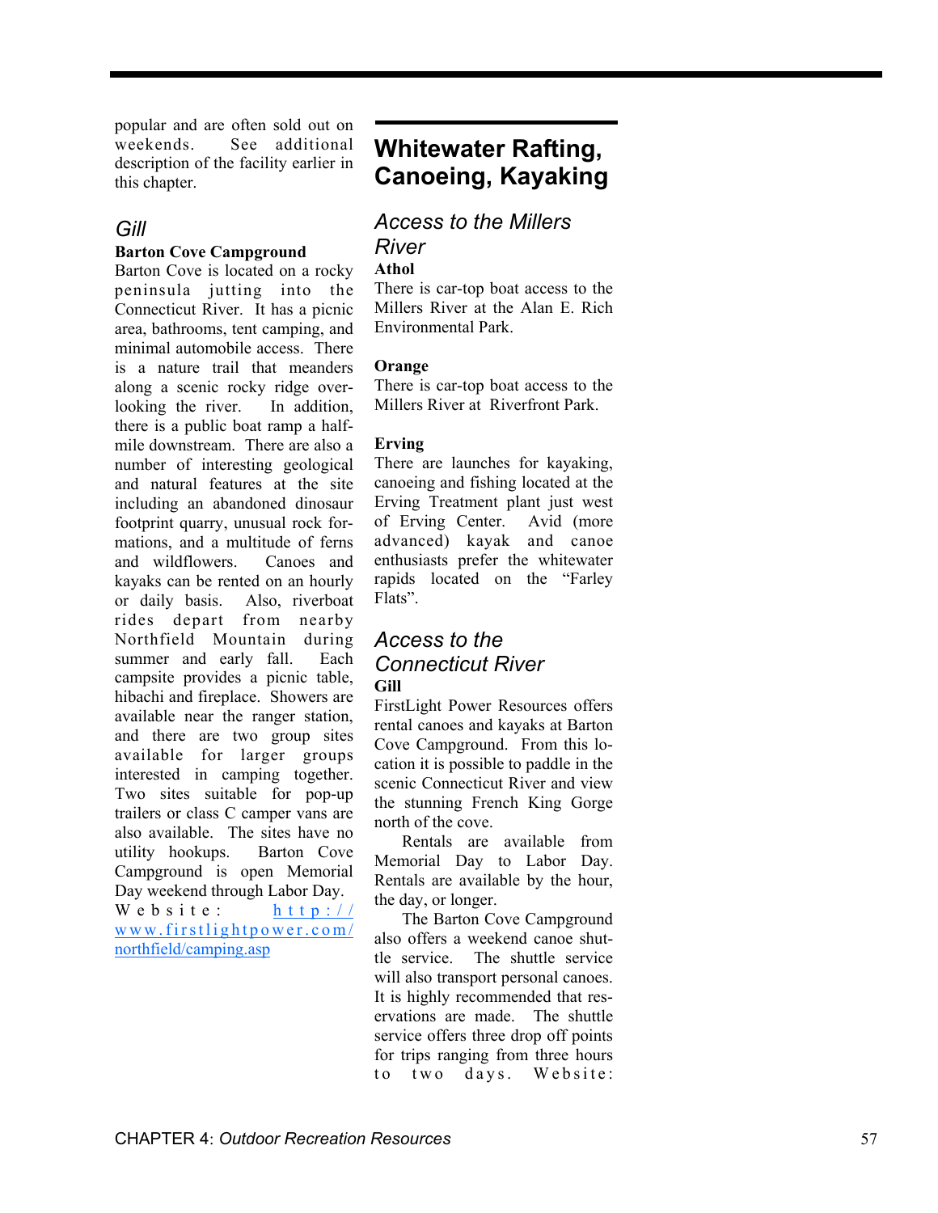popular and are often sold out on weekends. See additional description of the facility earlier in this chapter.

### *Gill*

**Barton Cove Campground**

Barton Cove is located on a rocky peninsula jutting into the Connecticut River. It has a picnic area, bathrooms, tent camping, and minimal automobile access. There is a nature trail that meanders along a scenic rocky ridge overlooking the river. In addition, there is a public boat ramp a half-mile downstream. There are also a number of interesting geological and natural features at the site including an abandoned dinosaur footprint quarry, unusual rock formations, and a multitude of ferns and wildflowers. Canoes and kayaks can be rented on an hourly or daily basis. Also, riverboat rides depart from nearby Northfield Mountain during summer and early fall. Each campsite provides a picnic table, hibachi and fireplace. Showers are available near the ranger station, and there are two group sites available for larger groups interested in camping together. Two sites suitable for pop-up trailers or class C camper vans are also available. The sites have no utility hookups. Barton Cove Campground is open Memorial Day weekend through Labor Day. Website: [http://www.firstlightpower.com/northfield/camping.asp](http://www.firstlightpower.com/northfield/camping.asp)

## Whitewater Rafting, Canoeing, Kayaking

### *Access to the Millers River*

**Athol**

There is car-top boat access to the Millers River at the Alan E. Rich Environmental Park.

**Orange**

There is car-top boat access to the Millers River at Riverfront Park.

**Erving**

There are launches for kayaking, canoeing and fishing located at the Erving Treatment plant just west of Erving Center. Avid (more advanced) kayak and canoe enthusiasts prefer the whitewater rapids located on the "Farley Flats".

### *Access to the Connecticut River*

**Gill**

FirstLight Power Resources offers rental canoes and kayaks at Barton Cove Campground. From this location it is possible to paddle in the scenic Connecticut River and view the stunning French King Gorge north of the cove.

Rentals are available from Memorial Day to Labor Day. Rentals are available by the hour, the day, or longer.

The Barton Cove Campground also offers a weekend canoe shuttle service. The shuttle service will also transport personal canoes. It is highly recommended that reservations are made. The shuttle service offers three drop off points for trips ranging from three hours to two days. Website: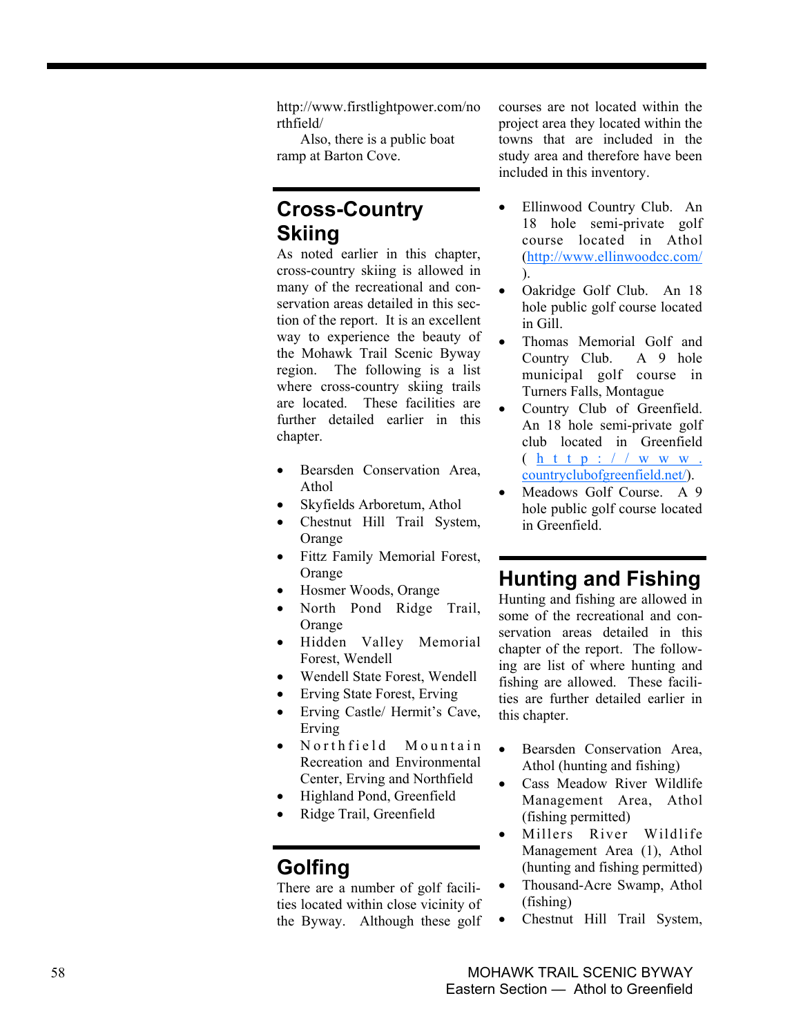http://www.firstlightpower.com/northfield/

Also, there is a public boat ramp at Barton Cove.

## Cross-Country Skiing

As noted earlier in this chapter, cross-country skiing is allowed in many of the recreational and conservation areas detailed in this section of the report. It is an excellent way to experience the beauty of the Mohawk Trail Scenic Byway region. The following is a list where cross-country skiing trails are located. These facilities are further detailed earlier in this chapter.

- Bearsden Conservation Area, Athol
- Skyfields Arboretum, Athol
- Chestnut Hill Trail System, Orange
- Fittz Family Memorial Forest, Orange
- Hosmer Woods, Orange
- North Pond Ridge Trail, Orange
- Hidden Valley Memorial Forest, Wendell
- Wendell State Forest, Wendell
- Erving State Forest, Erving
- Erving Castle/ Hermit's Cave, Erving
- Northfield Mountain Recreation and Environmental Center, Erving and Northfield
- Highland Pond, Greenfield
- Ridge Trail, Greenfield

## Golfing

There are a number of golf facilities located within close vicinity of the Byway. Although these golf courses are not located within the project area they located within the towns that are included in the study area and therefore have been included in this inventory.

- Ellinwood Country Club. An 18 hole semi-private golf course located in Athol (http://www.ellinwoodcc.com/).
- Oakridge Golf Club. An 18 hole public golf course located in Gill.
- Thomas Memorial Golf and Country Club. A 9 hole municipal golf course in Turners Falls, Montague
- Country Club of Greenfield. An 18 hole semi-private golf club located in Greenfield (http://www.countryclubofgreenfield.net/).
- Meadows Golf Course. A 9 hole public golf course located in Greenfield.

## Hunting and Fishing

Hunting and fishing are allowed in some of the recreational and conservation areas detailed in this chapter of the report. The following are list of where hunting and fishing are allowed. These facilities are further detailed earlier in this chapter.

- Bearsden Conservation Area, Athol (hunting and fishing)
- Cass Meadow River Wildlife Management Area, Athol (fishing permitted)
- Millers River Wildlife Management Area (1), Athol (hunting and fishing permitted)
- Thousand-Acre Swamp, Athol (fishing)
- Chestnut Hill Trail System,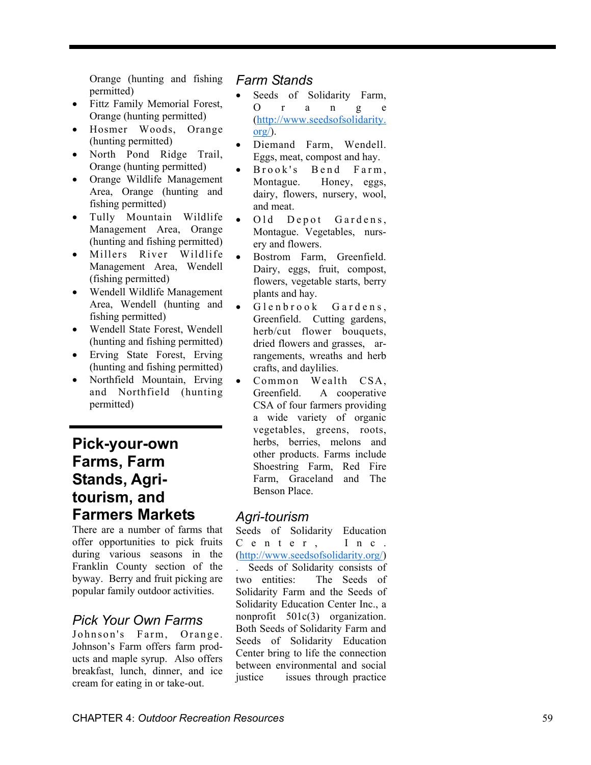Orange (hunting and fishing permitted)

- Fitz Family Memorial Forest, Orange (hunting permitted)
- Hosmer Woods, Orange (hunting permitted)
- North Pond Ridge Trail, Orange (hunting permitted)
- Orange Wildlife Management Area, Orange (hunting and fishing permitted)
- Tully Mountain Wildlife Management Area, Orange (hunting and fishing permitted)
- Millers River Wildlife Management Area, Wendell (fishing permitted)
- Wendell Wildlife Management Area, Wendell (hunting and fishing permitted)
- Wendell State Forest, Wendell (hunting and fishing permitted)
- Erving State Forest, Erving (hunting and fishing permitted)
- Northfield Mountain, Erving and Northfield (hunting permitted)

# Pick-your-own Farms, Farm Stands, Agri-tourism, and Farmers Markets

There are a number of farms that offer opportunities to pick fruits during various seasons in the Franklin County section of the byway. Berry and fruit picking are popular family outdoor activities.

## *Pick Your Own Farms*

Johnson's Farm, Orange. Johnson's Farm offers farm products and maple syrup. Also offers breakfast, lunch, dinner, and ice cream for eating in or take-out.

## *Farm Stands*

- Seeds of Solidarity Farm, Orange (http://www.seedsofsolidarity.org/).
- Diemand Farm, Wendell. Eggs, meat, compost and hay.
- Brook's Bend Farm, Montague. Honey, eggs, dairy, flowers, nursery, wool, and meat.
- Old Depot Gardens, Montague. Vegetables, nursery and flowers.
- Bostrom Farm, Greenfield. Dairy, eggs, fruit, compost, flowers, vegetable starts, berry plants and hay.
- Glenbrook Gardens, Greenfield. Cutting gardens, herb/cut flower bouquets, dried flowers and grasses, arrangements, wreaths and herb crafts, and daylilies.
- Common Wealth CSA, Greenfield. A cooperative CSA of four farmers providing a wide variety of organic vegetables, greens, roots, herbs, berries, melons and other products. Farms include Shoestring Farm, Red Fire Farm, Graceland and The Benson Place.

## *Agri-tourism*

Seeds of Solidarity Education Center, Inc. (http://www.seedsofsolidarity.org/). Seeds of Solidarity consists of two entities: The Seeds of Solidarity Farm and the Seeds of Solidarity Education Center Inc., a nonprofit 501c(3) organization. Both Seeds of Solidarity Farm and Seeds of Solidarity Education Center bring to life the connection between environmental and social justice issues through practice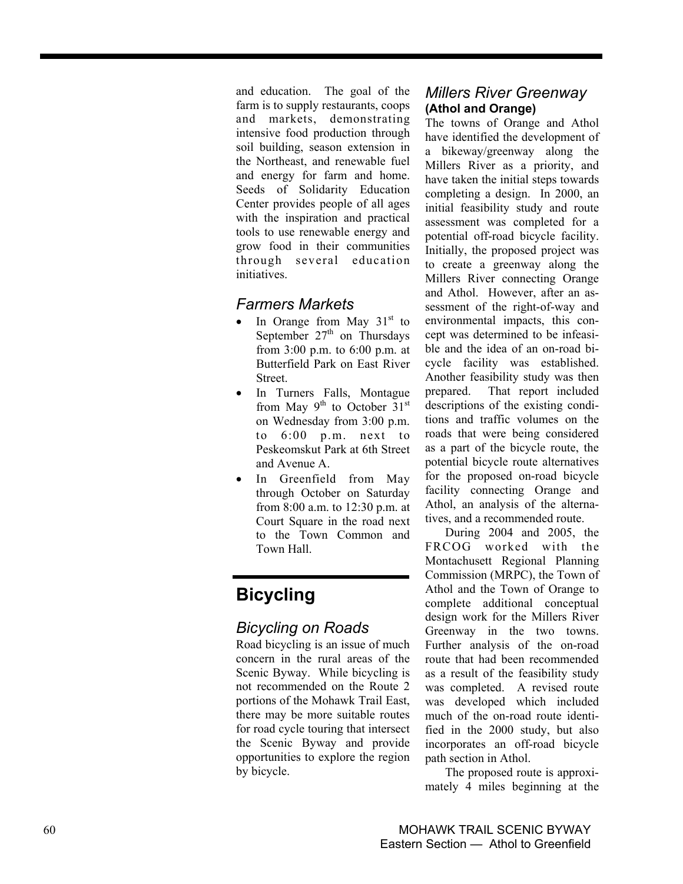and education. The goal of the farm is to supply restaurants, coops and markets, demonstrating intensive food production through soil building, season extension in the Northeast, and renewable fuel and energy for farm and home. Seeds of Solidarity Education Center provides people of all ages with the inspiration and practical tools to use renewable energy and grow food in their communities through several education initiatives.

### *Farmers Markets*

- In Orange from May 31st to September 27th on Thursdays from 3:00 p.m. to 6:00 p.m. at Butterfield Park on East River Street.
- In Turners Falls, Montague from May 9th to October 31st on Wednesday from 3:00 p.m. to 6:00 p.m. next to Peskeomskut Park at 6th Street and Avenue A.
- In Greenfield from May through October on Saturday from 8:00 a.m. to 12:30 p.m. at Court Square in the road next to the Town Common and Town Hall.

## Bicycling

### *Bicycling on Roads*

Road bicycling is an issue of much concern in the rural areas of the Scenic Byway. While bicycling is not recommended on the Route 2 portions of the Mohawk Trail East, there may be more suitable routes for road cycle touring that intersect the Scenic Byway and provide opportunities to explore the region by bicycle.

### *Millers River Greenway*
**(Athol and Orange)**

The towns of Orange and Athol have identified the development of a bikeway/greenway along the Millers River as a priority, and have taken the initial steps towards completing a design. In 2000, an initial feasibility study and route assessment was completed for a potential off-road bicycle facility. Initially, the proposed project was to create a greenway along the Millers River connecting Orange and Athol. However, after an assessment of the right-of-way and environmental impacts, this concept was determined to be infeasible and the idea of an on-road bicycle facility was established. Another feasibility study was then prepared. That report included descriptions of the existing conditions and traffic volumes on the roads that were being considered as a part of the bicycle route, the potential bicycle route alternatives for the proposed on-road bicycle facility connecting Orange and Athol, an analysis of the alternatives, and a recommended route.

During 2004 and 2005, the FRCOG worked with the Montachusett Regional Planning Commission (MRPC), the Town of Athol and the Town of Orange to complete additional conceptual design work for the Millers River Greenway in the two towns. Further analysis of the on-road route that had been recommended as a result of the feasibility study was completed. A revised route was developed which included much of the on-road route identified in the 2000 study, but also incorporates an off-road bicycle path section in Athol.

The proposed route is approximately 4 miles beginning at the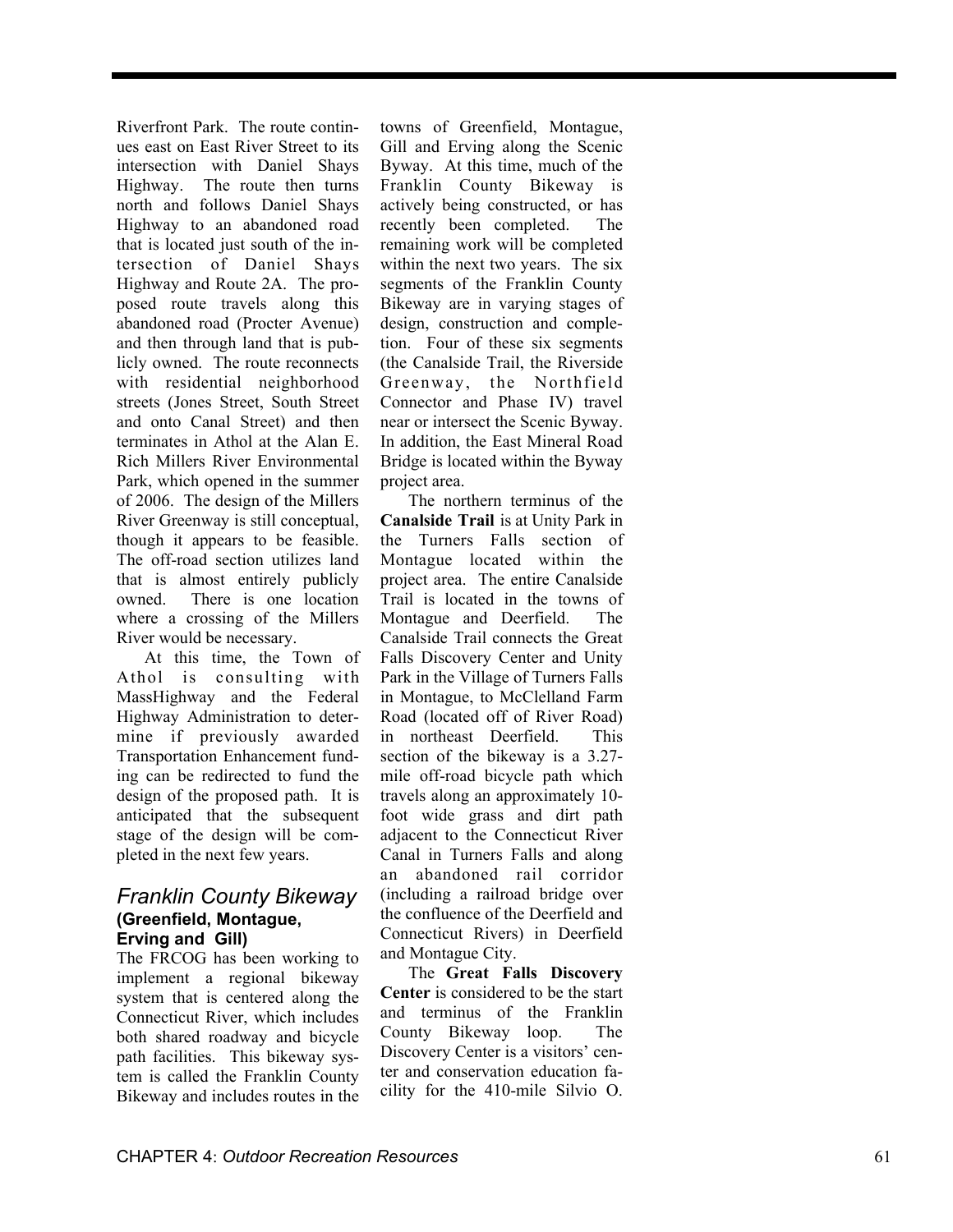Riverfront Park. The route continues east on East River Street to its intersection with Daniel Shays Highway. The route then turns north and follows Daniel Shays Highway to an abandoned road that is located just south of the intersection of Daniel Shays Highway and Route 2A. The proposed route travels along this abandoned road (Procter Avenue) and then through land that is publicly owned. The route reconnects with residential neighborhood streets (Jones Street, South Street and onto Canal Street) and then terminates in Athol at the Alan E. Rich Millers River Environmental Park, which opened in the summer of 2006. The design of the Millers River Greenway is still conceptual, though it appears to be feasible. The off-road section utilizes land that is almost entirely publicly owned. There is one location where a crossing of the Millers River would be necessary.

At this time, the Town of Athol is consulting with MassHighway and the Federal Highway Administration to determine if previously awarded Transportation Enhancement funding can be redirected to fund the design of the proposed path. It is anticipated that the subsequent stage of the design will be completed in the next few years.

## *Franklin County Bikeway*
### (Greenfield, Montague, Erving and Gill)

The FRCOG has been working to implement a regional bikeway system that is centered along the Connecticut River, which includes both shared roadway and bicycle path facilities. This bikeway system is called the Franklin County Bikeway and includes routes in the towns of Greenfield, Montague, Gill and Erving along the Scenic Byway. At this time, much of the Franklin County Bikeway is actively being constructed, or has recently been completed. The remaining work will be completed within the next two years. The six segments of the Franklin County Bikeway are in varying stages of design, construction and completion. Four of these six segments (the Canalside Trail, the Riverside Greenway, the Northfield Connector and Phase IV) travel near or intersect the Scenic Byway. In addition, the East Mineral Road Bridge is located within the Byway project area.

The northern terminus of the **Canalside Trail** is at Unity Park in the Turners Falls section of Montague located within the project area. The entire Canalside Trail is located in the towns of Montague and Deerfield. The Canalside Trail connects the Great Falls Discovery Center and Unity Park in the Village of Turners Falls in Montague, to McClelland Farm Road (located off of River Road) in northeast Deerfield. This section of the bikeway is a 3.27-mile off-road bicycle path which travels along an approximately 10-foot wide grass and dirt path adjacent to the Connecticut River Canal in Turners Falls and along an abandoned rail corridor (including a railroad bridge over the confluence of the Deerfield and Connecticut Rivers) in Deerfield and Montague City.

The **Great Falls Discovery Center** is considered to be the start and terminus of the Franklin County Bikeway loop. The Discovery Center is a visitors' center and conservation education facility for the 410-mile Silvio O.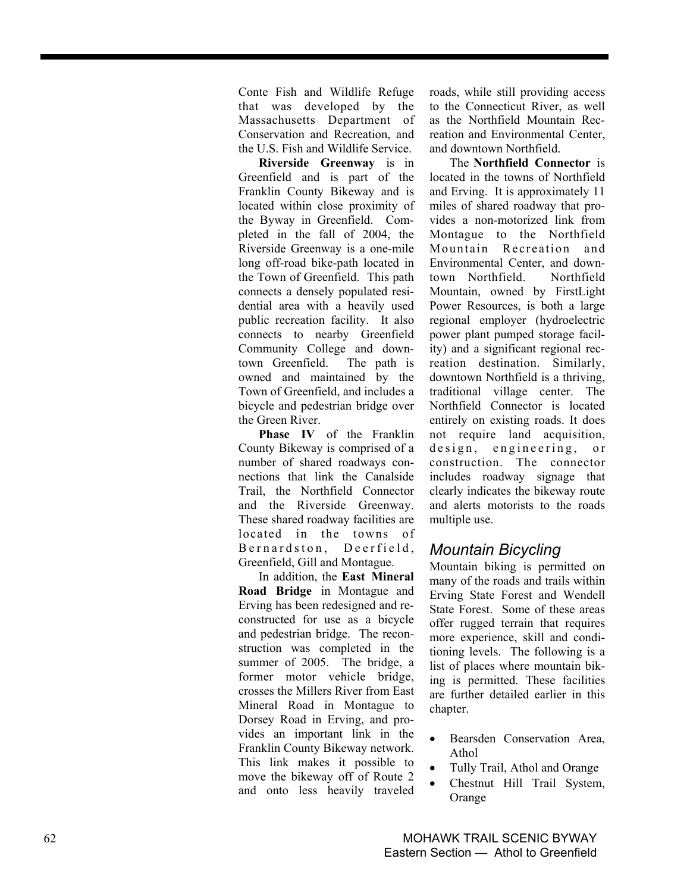Conte Fish and Wildlife Refuge that was developed by the Massachusetts Department of Conservation and Recreation, and the U.S. Fish and Wildlife Service.

**Riverside Greenway** is in Greenfield and is part of the Franklin County Bikeway and is located within close proximity of the Byway in Greenfield. Completed in the fall of 2004, the Riverside Greenway is a one-mile long off-road bike-path located in the Town of Greenfield. This path connects a densely populated residential area with a heavily used public recreation facility. It also connects to nearby Greenfield Community College and downtown Greenfield. The path is owned and maintained by the Town of Greenfield, and includes a bicycle and pedestrian bridge over the Green River.

**Phase IV** of the Franklin County Bikeway is comprised of a number of shared roadways connections that link the Canalside Trail, the Northfield Connector and the Riverside Greenway. These shared roadway facilities are located in the towns of Bernardston, Deerfield, Greenfield, Gill and Montague.

In addition, the **East Mineral Road Bridge** in Montague and Erving has been redesigned and reconstructed for use as a bicycle and pedestrian bridge. The reconstruction was completed in the summer of 2005. The bridge, a former motor vehicle bridge, crosses the Millers River from East Mineral Road in Montague to Dorsey Road in Erving, and provides an important link in the Franklin County Bikeway network. This link makes it possible to move the bikeway off of Route 2 and onto less heavily traveled roads, while still providing access to the Connecticut River, as well as the Northfield Mountain Recreation and Environmental Center, and downtown Northfield.

The **Northfield Connector** is located in the towns of Northfield and Erving. It is approximately 11 miles of shared roadway that provides a non-motorized link from Montague to the Northfield Mountain Recreation and Environmental Center, and downtown Northfield. Northfield Mountain, owned by FirstLight Power Resources, is both a large regional employer (hydroelectric power plant pumped storage facility) and a significant regional recreation destination. Similarly, downtown Northfield is a thriving, traditional village center. The Northfield Connector is located entirely on existing roads. It does not require land acquisition, design, engineering, or construction. The connector includes roadway signage that clearly indicates the bikeway route and alerts motorists to the roads multiple use.

## *Mountain Bicycling*

Mountain biking is permitted on many of the roads and trails within Erving State Forest and Wendell State Forest. Some of these areas offer rugged terrain that requires more experience, skill and conditioning levels. The following is a list of places where mountain biking is permitted. These facilities are further detailed earlier in this chapter.

- Bearsden Conservation Area, Athol
- Tully Trail, Athol and Orange
- Chestnut Hill Trail System, Orange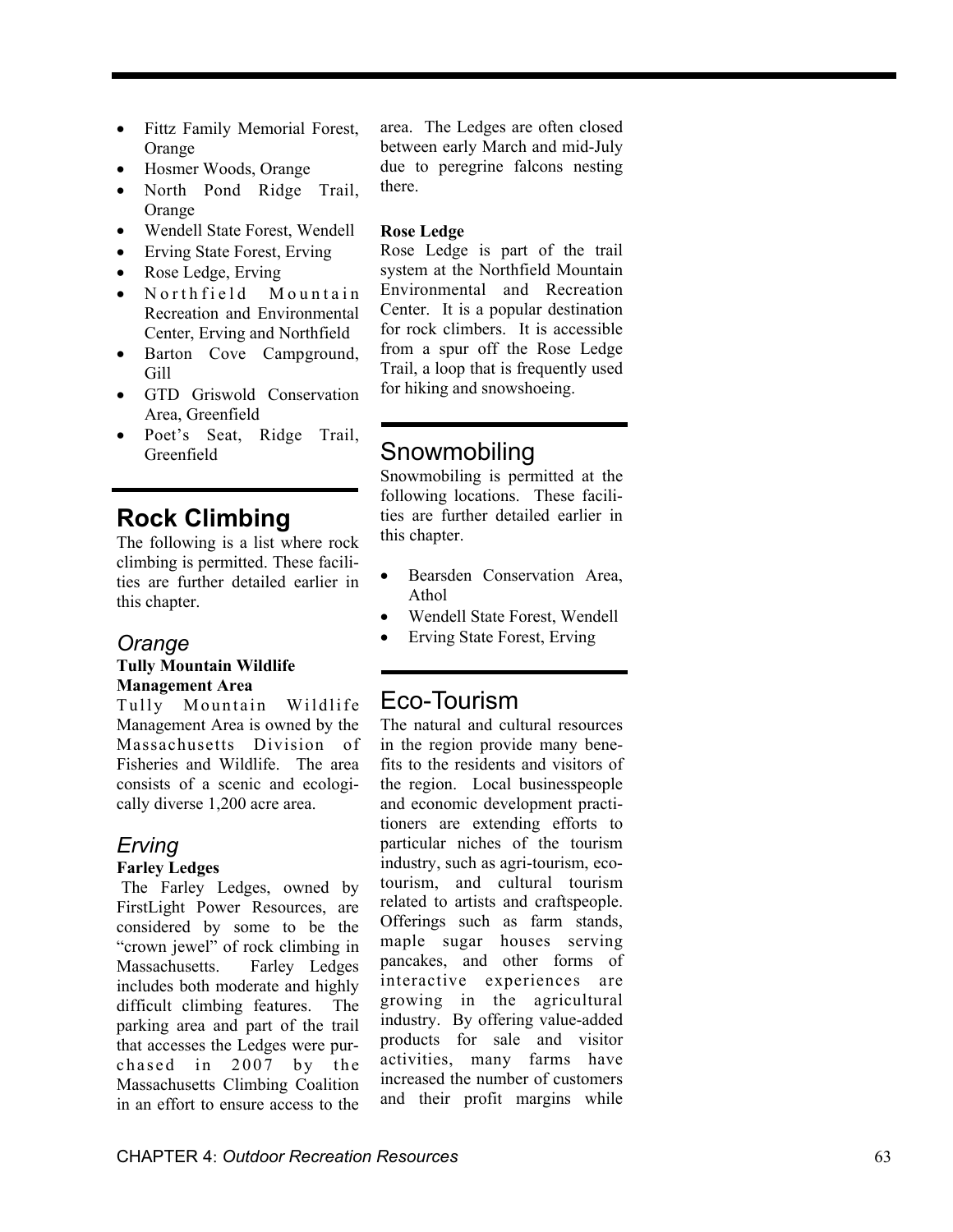- Fitz Family Memorial Forest, Orange
- Hosmer Woods, Orange
- North Pond Ridge Trail, Orange
- Wendell State Forest, Wendell
- Erving State Forest, Erving
- Rose Ledge, Erving
- Northfield Mountain Recreation and Environmental Center, Erving and Northfield
- Barton Cove Campground, Gill
- GTD Griswold Conservation Area, Greenfield
- Poet's Seat, Ridge Trail, Greenfield

## Rock Climbing

The following is a list where rock climbing is permitted. These facilities are further detailed earlier in this chapter.

### *Orange*

**Tully Mountain Wildlife Management Area**

Tully Mountain Wildlife Management Area is owned by the Massachusetts Division of Fisheries and Wildlife. The area consists of a scenic and ecologically diverse 1,200 acre area.

### *Erving*

**Farley Ledges**

The Farley Ledges, owned by FirstLight Power Resources, are considered by some to be the "crown jewel" of rock climbing in Massachusetts. Farley Ledges includes both moderate and highly difficult climbing features. The parking area and part of the trail that accesses the Ledges were purchased in 2007 by the Massachusetts Climbing Coalition in an effort to ensure access to the area. The Ledges are often closed between early March and mid-July due to peregrine falcons nesting there.

**Rose Ledge**

Rose Ledge is part of the trail system at the Northfield Mountain Environmental and Recreation Center. It is a popular destination for rock climbers. It is accessible from a spur off the Rose Ledge Trail, a loop that is frequently used for hiking and snowshoeing.

## Snowmobiling

Snowmobiling is permitted at the following locations. These facilities are further detailed earlier in this chapter.

- Bearsden Conservation Area, Athol
- Wendell State Forest, Wendell
- Erving State Forest, Erving

## Eco-Tourism

The natural and cultural resources in the region provide many benefits to the residents and visitors of the region. Local businesspeople and economic development practitioners are extending efforts to particular niches of the tourism industry, such as agri-tourism, eco-tourism, and cultural tourism related to artists and craftspeople. Offerings such as farm stands, maple sugar houses serving pancakes, and other forms of interactive experiences are growing in the agricultural industry. By offering value-added products for sale and visitor activities, many farms have increased the number of customers and their profit margins while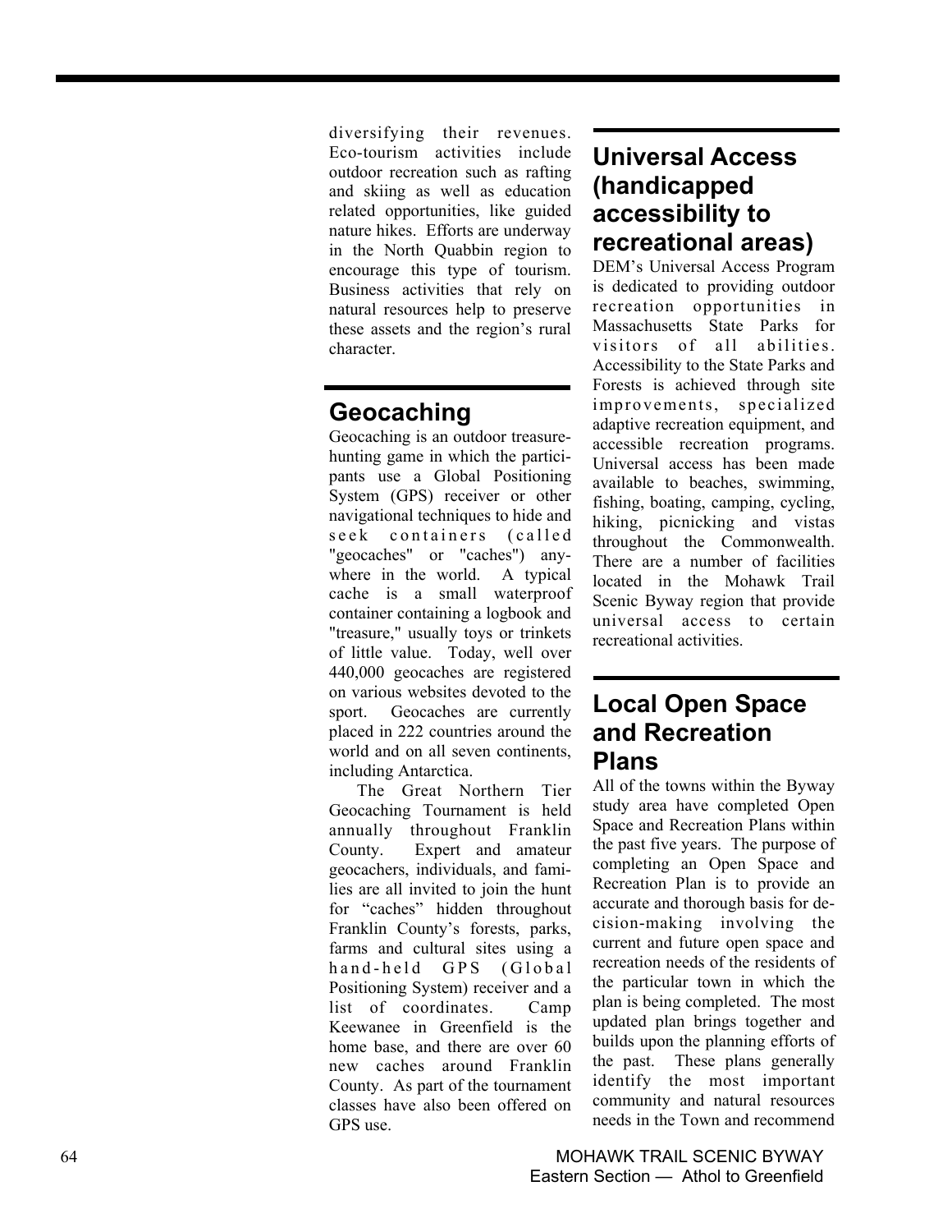diversifying their revenues. Eco-tourism activities include outdoor recreation such as rafting and skiing as well as education related opportunities, like guided nature hikes. Efforts are underway in the North Quabbin region to encourage this type of tourism. Business activities that rely on natural resources help to preserve these assets and the region's rural character.

## Geocaching

Geocaching is an outdoor treasure-hunting game in which the participants use a Global Positioning System (GPS) receiver or other navigational techniques to hide and seek containers (called "geocaches" or "caches") anywhere in the world. A typical cache is a small waterproof container containing a logbook and "treasure," usually toys or trinkets of little value. Today, well over 440,000 geocaches are registered on various websites devoted to the sport. Geocaches are currently placed in 222 countries around the world and on all seven continents, including Antarctica.

The Great Northern Tier Geocaching Tournament is held annually throughout Franklin County. Expert and amateur geocachers, individuals, and families are all invited to join the hunt for "caches" hidden throughout Franklin County's forests, parks, farms and cultural sites using a hand-held GPS (Global Positioning System) receiver and a list of coordinates. Camp Keewanee in Greenfield is the home base, and there are over 60 new caches around Franklin County. As part of the tournament classes have also been offered on GPS use.

## Universal Access (handicapped accessibility to recreational areas)

DEM's Universal Access Program is dedicated to providing outdoor recreation opportunities in Massachusetts State Parks for visitors of all abilities. Accessibility to the State Parks and Forests is achieved through site improvements, specialized adaptive recreation equipment, and accessible recreation programs. Universal access has been made available to beaches, swimming, fishing, boating, camping, cycling, hiking, picnicking and vistas throughout the Commonwealth. There are a number of facilities located in the Mohawk Trail Scenic Byway region that provide universal access to certain recreational activities.

## Local Open Space and Recreation Plans

All of the towns within the Byway study area have completed Open Space and Recreation Plans within the past five years. The purpose of completing an Open Space and Recreation Plan is to provide an accurate and thorough basis for decision-making involving the current and future open space and recreation needs of the residents of the particular town in which the plan is being completed. The most updated plan brings together and builds upon the planning efforts of the past. These plans generally identify the most important community and natural resources needs in the Town and recommend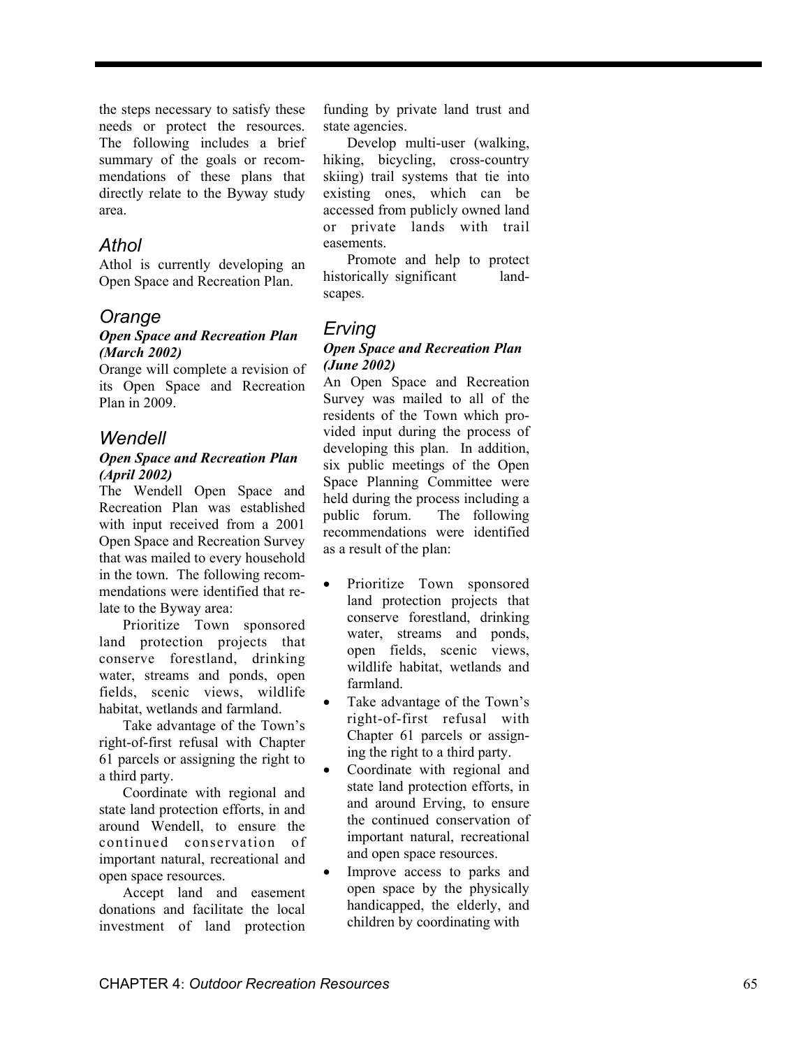the steps necessary to satisfy these needs or protect the resources. The following includes a brief summary of the goals or recommendations of these plans that directly relate to the Byway study area.

## *Athol*

Athol is currently developing an Open Space and Recreation Plan.

## *Orange*

***Open Space and Recreation Plan (March 2002)***

Orange will complete a revision of its Open Space and Recreation Plan in 2009.

## *Wendell*

***Open Space and Recreation Plan (April 2002)***

The Wendell Open Space and Recreation Plan was established with input received from a 2001 Open Space and Recreation Survey that was mailed to every household in the town. The following recommendations were identified that relate to the Byway area:

Prioritize Town sponsored land protection projects that conserve forestland, drinking water, streams and ponds, open fields, scenic views, wildlife habitat, wetlands and farmland.

Take advantage of the Town's right-of-first refusal with Chapter 61 parcels or assigning the right to a third party.

Coordinate with regional and state land protection efforts, in and around Wendell, to ensure the continued conservation of important natural, recreational and open space resources.

Accept land and easement donations and facilitate the local investment of land protection funding by private land trust and state agencies.

Develop multi-user (walking, hiking, bicycling, cross-country skiing) trail systems that tie into existing ones, which can be accessed from publicly owned land or private lands with trail easements.

Promote and help to protect historically significant landscapes.

## *Erving*

***Open Space and Recreation Plan (June 2002)***

An Open Space and Recreation Survey was mailed to all of the residents of the Town which provided input during the process of developing this plan. In addition, six public meetings of the Open Space Planning Committee were held during the process including a public forum. The following recommendations were identified as a result of the plan:

- Prioritize Town sponsored land protection projects that conserve forestland, drinking water, streams and ponds, open fields, scenic views, wildlife habitat, wetlands and farmland.
- Take advantage of the Town's right-of-first refusal with Chapter 61 parcels or assigning the right to a third party.
- Coordinate with regional and state land protection efforts, in and around Erving, to ensure the continued conservation of important natural, recreational and open space resources.
- Improve access to parks and open space by the physically handicapped, the elderly, and children by coordinating with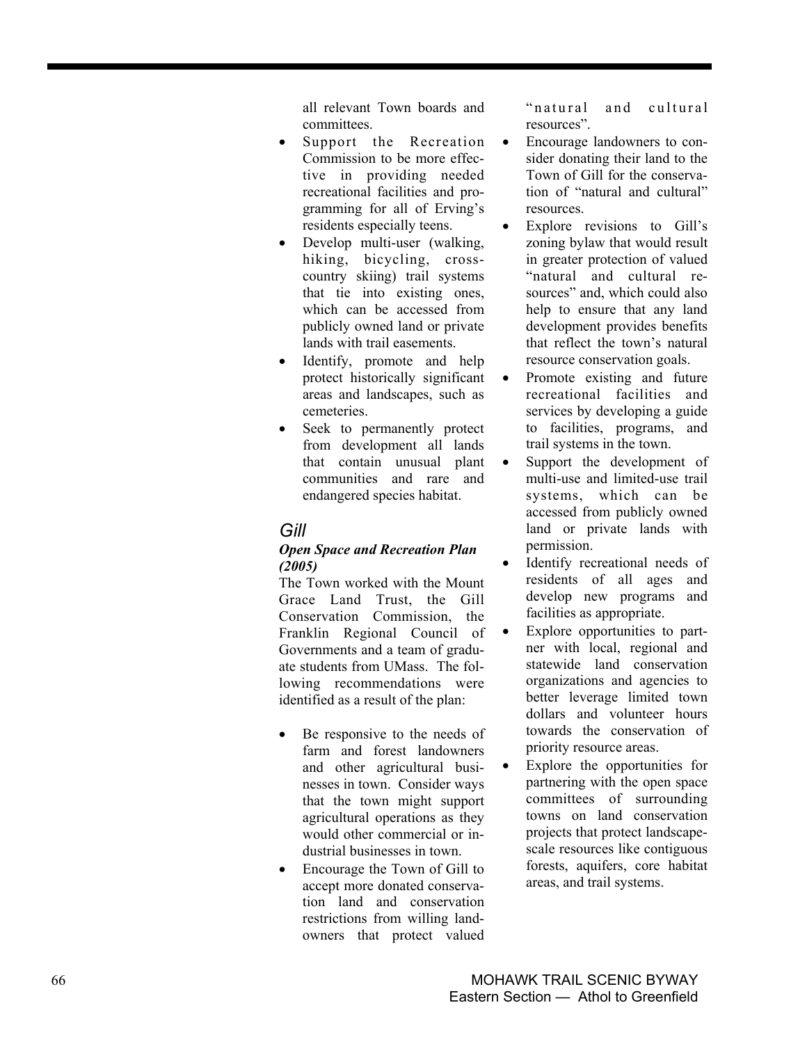all relevant Town boards and committees.

- Support the Recreation Commission to be more effective in providing needed recreational facilities and programming for all of Erving's residents especially teens.
- Develop multi-user (walking, hiking, bicycling, cross-country skiing) trail systems that tie into existing ones, which can be accessed from publicly owned land or private lands with trail easements.
- Identify, promote and help protect historically significant areas and landscapes, such as cemeteries.
- Seek to permanently protect from development all lands that contain unusual plant communities and rare and endangered species habitat.

## *Gill*

### ***Open Space and Recreation Plan (2005)***

The Town worked with the Mount Grace Land Trust, the Gill Conservation Commission, the Franklin Regional Council of Governments and a team of graduate students from UMass. The following recommendations were identified as a result of the plan:

- Be responsive to the needs of farm and forest landowners and other agricultural businesses in town. Consider ways that the town might support agricultural operations as they would other commercial or industrial businesses in town.
- Encourage the Town of Gill to accept more donated conservation land and conservation restrictions from willing landowners that protect valued "natural and cultural resources".
- Encourage landowners to consider donating their land to the Town of Gill for the conservation of "natural and cultural" resources.
- Explore revisions to Gill's zoning bylaw that would result in greater protection of valued "natural and cultural resources" and, which could also help to ensure that any land development provides benefits that reflect the town's natural resource conservation goals.
- Promote existing and future recreational facilities and services by developing a guide to facilities, programs, and trail systems in the town.
- Support the development of multi-use and limited-use trail systems, which can be accessed from publicly owned land or private lands with permission.
- Identify recreational needs of residents of all ages and develop new programs and facilities as appropriate.
- Explore opportunities to partner with local, regional and statewide land conservation organizations and agencies to better leverage limited town dollars and volunteer hours towards the conservation of priority resource areas.
- Explore the opportunities for partnering with the open space committees of surrounding towns on land conservation projects that protect landscape-scale resources like contiguous forests, aquifers, core habitat areas, and trail systems.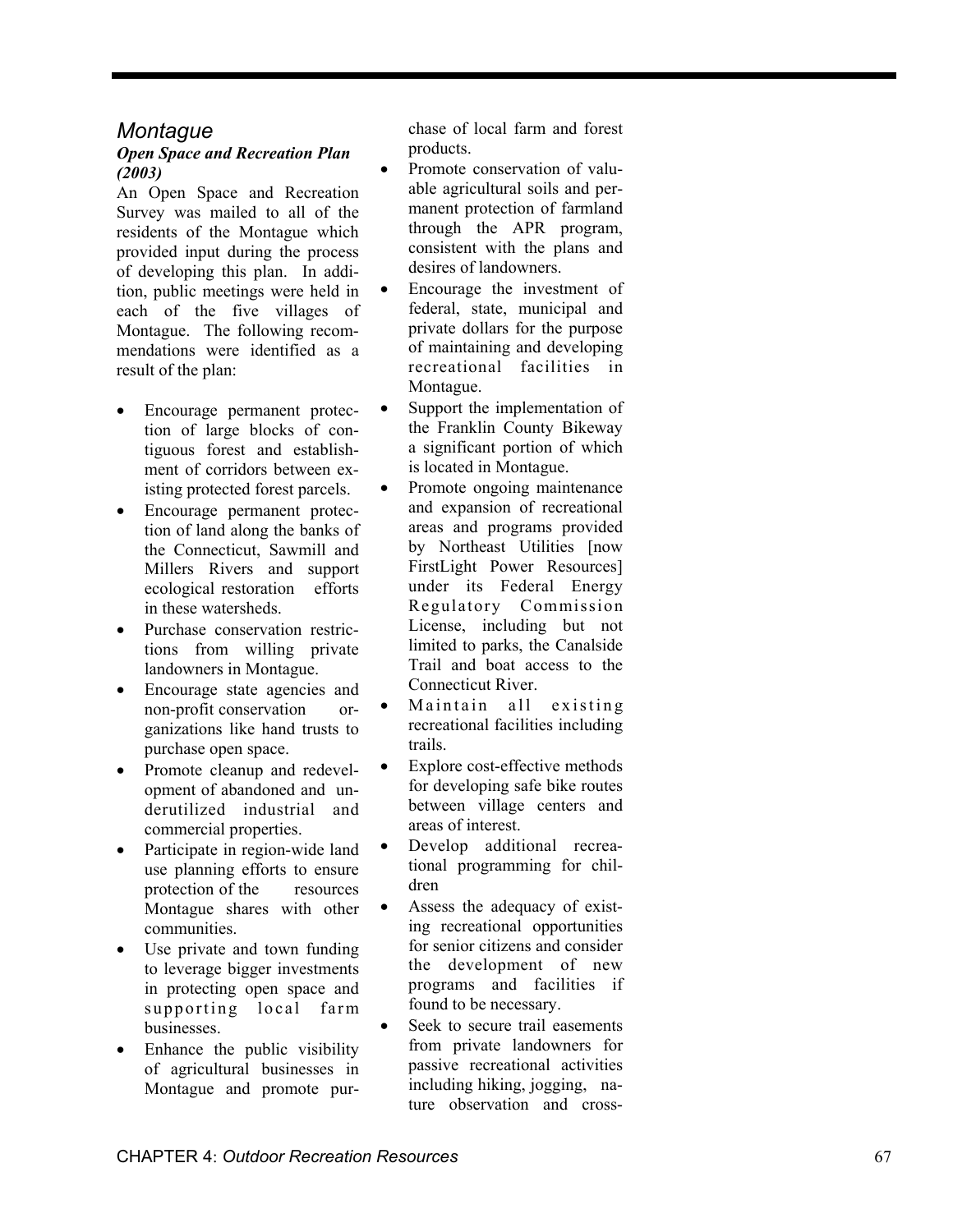## *Montague*

### ***Open Space and Recreation Plan (2003)***

An Open Space and Recreation Survey was mailed to all of the residents of the Montague which provided input during the process of developing this plan. In addition, public meetings were held in each of the five villages of Montague. The following recommendations were identified as a result of the plan:

- Encourage permanent protection of large blocks of contiguous forest and establishment of corridors between existing protected forest parcels.
- Encourage permanent protection of land along the banks of the Connecticut, Sawmill and Millers Rivers and support ecological restoration efforts in these watersheds.
- Purchase conservation restrictions from willing private landowners in Montague.
- Encourage state agencies and non-profit conservation organizations like hand trusts to purchase open space.
- Promote cleanup and redevelopment of abandoned and underutilized industrial and commercial properties.
- Participate in region-wide land use planning efforts to ensure protection of the resources Montague shares with other communities.
- Use private and town funding to leverage bigger investments in protecting open space and supporting local farm businesses.
- Enhance the public visibility of agricultural businesses in Montague and promote purchase of local farm and forest products.
- Promote conservation of valuable agricultural soils and permanent protection of farmland through the APR program, consistent with the plans and desires of landowners.
- Encourage the investment of federal, state, municipal and private dollars for the purpose of maintaining and developing recreational facilities in Montague.
- Support the implementation of the Franklin County Bikeway a significant portion of which is located in Montague.
- Promote ongoing maintenance and expansion of recreational areas and programs provided by Northeast Utilities [now FirstLight Power Resources] under its Federal Energy Regulatory Commission License, including but not limited to parks, the Canalside Trail and boat access to the Connecticut River.
- Maintain all existing recreational facilities including trails.
- Explore cost-effective methods for developing safe bike routes between village centers and areas of interest.
- Develop additional recreational programming for children
- Assess the adequacy of existing recreational opportunities for senior citizens and consider the development of new programs and facilities if found to be necessary.
- Seek to secure trail easements from private landowners for passive recreational activities including hiking, jogging, nature observation and cross-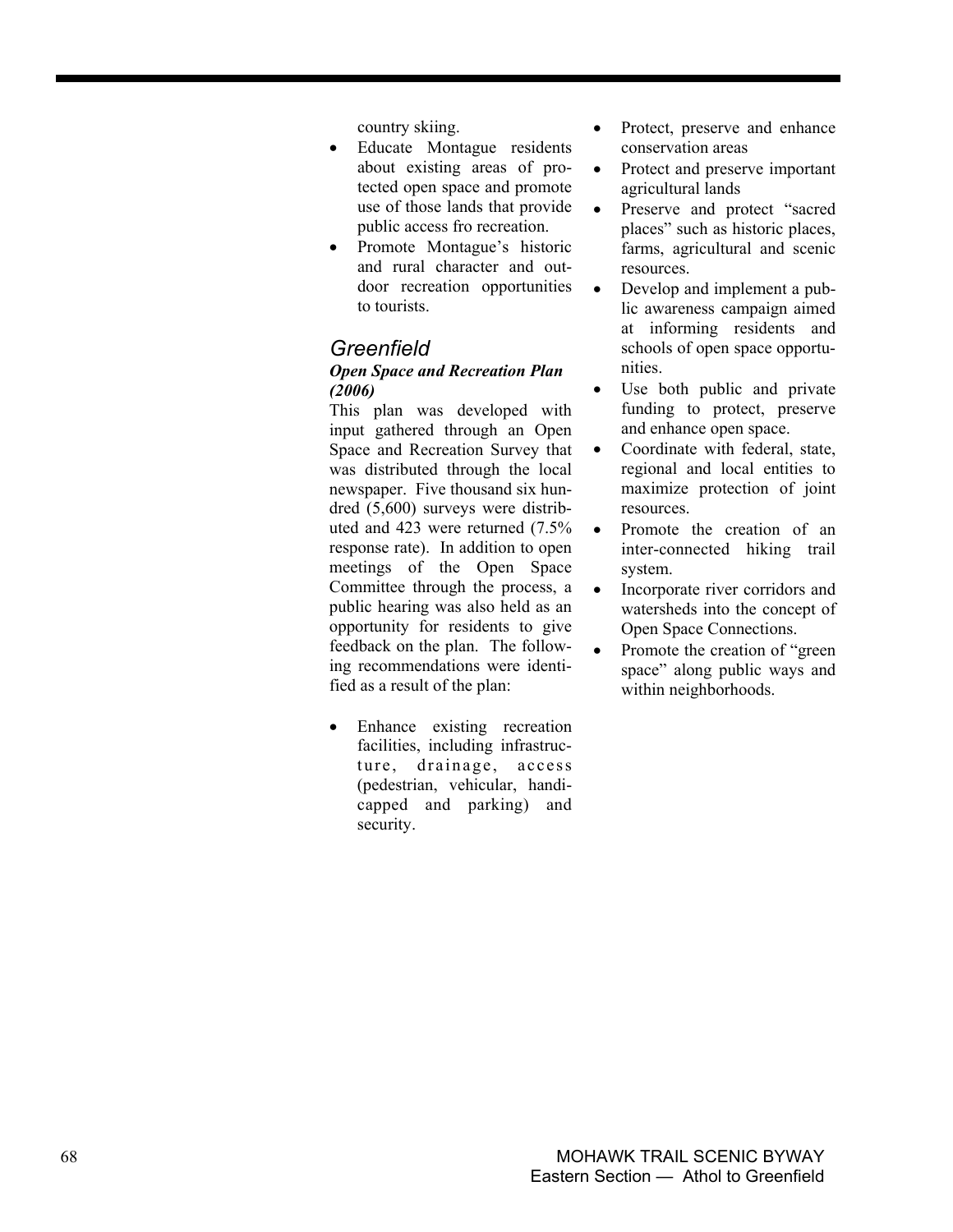country skiing.
- Educate Montague residents about existing areas of protected open space and promote use of those lands that provide public access fro recreation.
- Promote Montague's historic and rural character and outdoor recreation opportunities to tourists.

## *Greenfield*

***Open Space and Recreation Plan (2006)***

This plan was developed with input gathered through an Open Space and Recreation Survey that was distributed through the local newspaper. Five thousand six hundred (5,600) surveys were distributed and 423 were returned (7.5% response rate). In addition to open meetings of the Open Space Committee through the process, a public hearing was also held as an opportunity for residents to give feedback on the plan. The following recommendations were identified as a result of the plan:

- Enhance existing recreation facilities, including infrastructure, drainage, access (pedestrian, vehicular, handicapped and parking) and security.
- Protect, preserve and enhance conservation areas
- Protect and preserve important agricultural lands
- Preserve and protect "sacred places" such as historic places, farms, agricultural and scenic resources.
- Develop and implement a public awareness campaign aimed at informing residents and schools of open space opportunities.
- Use both public and private funding to protect, preserve and enhance open space.
- Coordinate with federal, state, regional and local entities to maximize protection of joint resources.
- Promote the creation of an inter-connected hiking trail system.
- Incorporate river corridors and watersheds into the concept of Open Space Connections.
- Promote the creation of "green space" along public ways and within neighborhoods.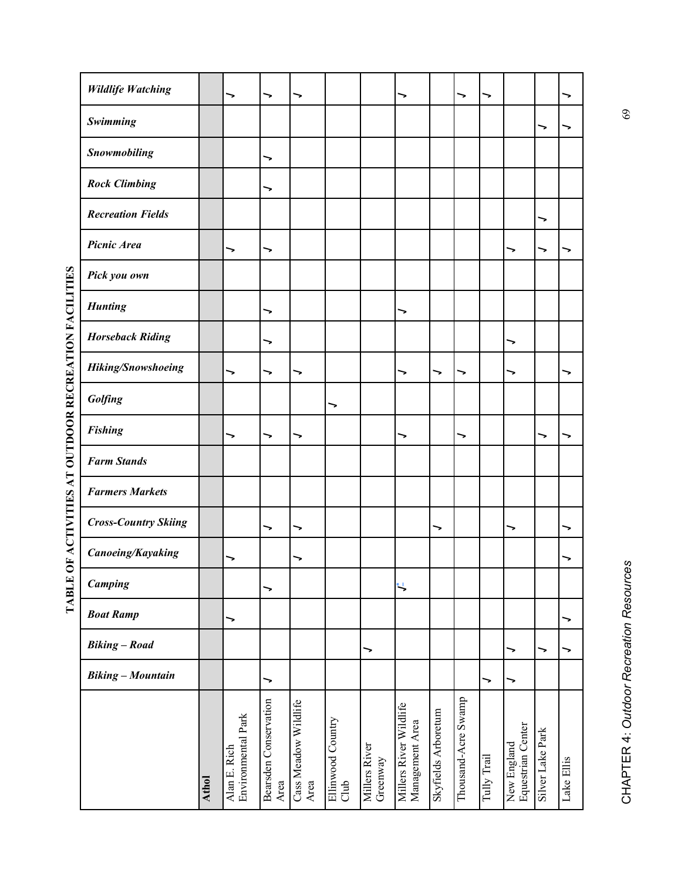## TABLE OF ACTIVITIES AT OUTDOOR RECREATION FACILITIES

| | ***Biking – Mountain*** | ***Biking – Road*** | ***Boat Ramp*** | ***Camping*** | ***Canoeing/Kayaking*** | ***Cross-Country Skiing*** | ***Farmers Markets*** | ***Farm Stands*** | ***Fishing*** | ***Golfing*** | ***Hiking/Snowshoeing*** | ***Horseback Riding*** | ***Hunting*** | ***Pick you own*** | ***Picnic Area*** | ***Recreation Fields*** | ***Rock Climbing*** | ***Snowmobiling*** | ***Swimming*** | ***Wildlife Watching*** |
|---|---|---|---|---|---|---|---|---|---|---|---|---|---|---|---|---|---|---|---|---|
| **Athol** | | | | | | | | | | | | | | | | | | | | |
| Alan E. Rich Environmental Park | | | ✓ | | ✓ | | | | ✓ | | ✓ | | | | ✓ | | | | | ✓ |
| Bearsden Conservation Area | ✓ | | | ✓ | | ✓ | | | ✓ | | ✓ | ✓ | ✓ | | ✓ | | ✓ | ✓ | | ✓ |
| Cass Meadow Wildlife Area | | | | | ✓ | ✓ | | | ✓ | | ✓ | | | | | | | | | ✓ |
| Ellinwood Country Club | | | | | | | | | | ✓ | | | | | | | | | | |
| Millers River Greenway | | ✓ | | | | | | | | | | | | | | | | | | |
| Millers River Wildlife Management Area | | | | ✓* | | | | | ✓ | | ✓ | | ✓ | | | | | | | ✓ |
| Skyfields Arboretum | | | | | | ✓ | | | | | ✓ | | | | | | | | | |
| Thousand-Acre Swamp | | | | | | | | | ✓ | | ✓ | | | | | | | | | ✓ |
| Tully Trail | ✓ | | | | | | | | | | | | | | | | | | | ✓ |
| New England Equestrian Center | ✓ | ✓ | | | | ✓ | | | | | ✓ | ✓ | | | ✓ | | | | | |
| Silver Lake Park | | ✓ | | | | | | | ✓ | | | | | | ✓ | ✓ | | | ✓ | |
| Lake Ellis | | ✓ | ✓ | | ✓ | ✓ | | | ✓ | | ✓ | | | | ✓ | | | | ✓ | ✓ |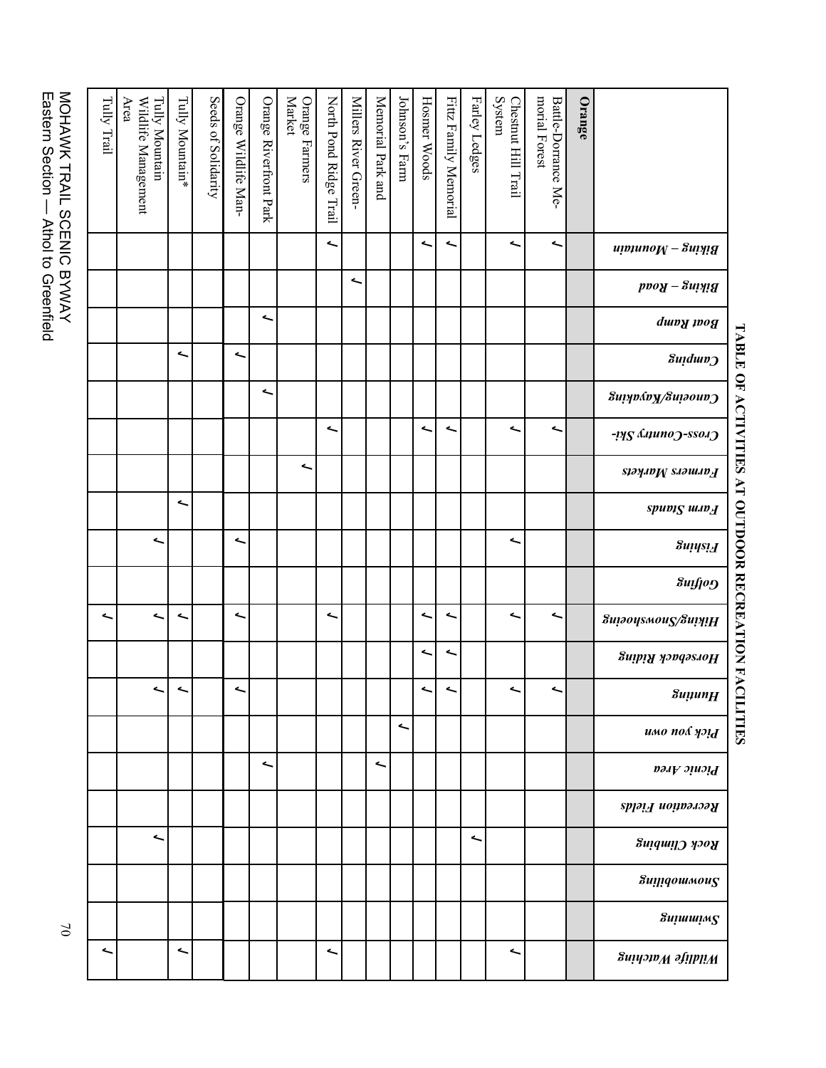## TABLE OF ACTIVITIES AT OUTDOOR RECREATION FACILITIES

| | *Biking – Mountain* | *Biking – Road* | *Boat Ramp* | *Camping* | *Canoeing/Kayaking* | *Cross-Country Ski-* | *Farmers Markets* | *Farm Stands* | *Fishing* | *Golfing* | *Hiking/Snowshoeing* | *Horseback Riding* | *Hunting* | *Pick you own* | *Picnic Area* | *Recreation Fields* | *Rock Climbing* | *Snowmobiling* | *Swimming* | *Wildlife Watching* |
|---|---|---|---|---|---|---|---|---|---|---|---|---|---|---|---|---|---|---|---|---|
| **Orange** | | | | | | | | | | | | | | | | | | | | |
| Battle-Dorrance Memorial Forest | ✓ | | | | | ✓ | | | | | ✓ | | ✓ | | | | | | | |
| Chestnut Hill Trail System | ✓ | | | | | ✓ | | | ✓ | | ✓ | | ✓ | | | | | | | ✓ |
| Farley Ledges | | | | | | | | | | | | | | | | | ✓ | | | |
| Fitzz Family Memorial | ✓ | | | | | ✓ | | | | | ✓ | ✓ | ✓ | | | | | | | |
| Hosmer Woods | ✓ | | | | | ✓ | | | | | ✓ | ✓ | ✓ | | | | | | | |
| Johnson's Farm | | | | | | | | | | | | | | ✓ | | | | | | |
| Memorial Park and | | | | | | | | | | | | | | | ✓ | | | | | |
| Millers River Green- | | ✓ | | | | | | | | | | | | | | | | | | |
| North Pond Ridge Trail | ✓ | | | | | ✓ | | | | | ✓ | | | | | | | | | ✓ |
| Orange Farmers Market | | | | | | | ✓ | | | | | | | | | | | | | |
| Orange Riverfront Park | | | ✓ | | ✓ | | | | | | | | | | ✓ | | | | | |
| Orange Wildlife Man- | | | | ✓ | | | | | ✓ | | ✓ | | ✓ | | | | | | | |
| Seeds of Solidarity | | | | | | | | | | | | | | | | | | | | |
| Tully Mountain* | | | | ✓ | | | | ✓ | | | ✓ | | ✓ | | | | | | | ✓ |
| Tully Mountain Wildlife Management Area | | | | | | | | | ✓ | | ✓ | | ✓ | | | | ✓ | | | |
| Tully Trail | | | | | | | | | | | ✓ | | | | | | | | | ✓ |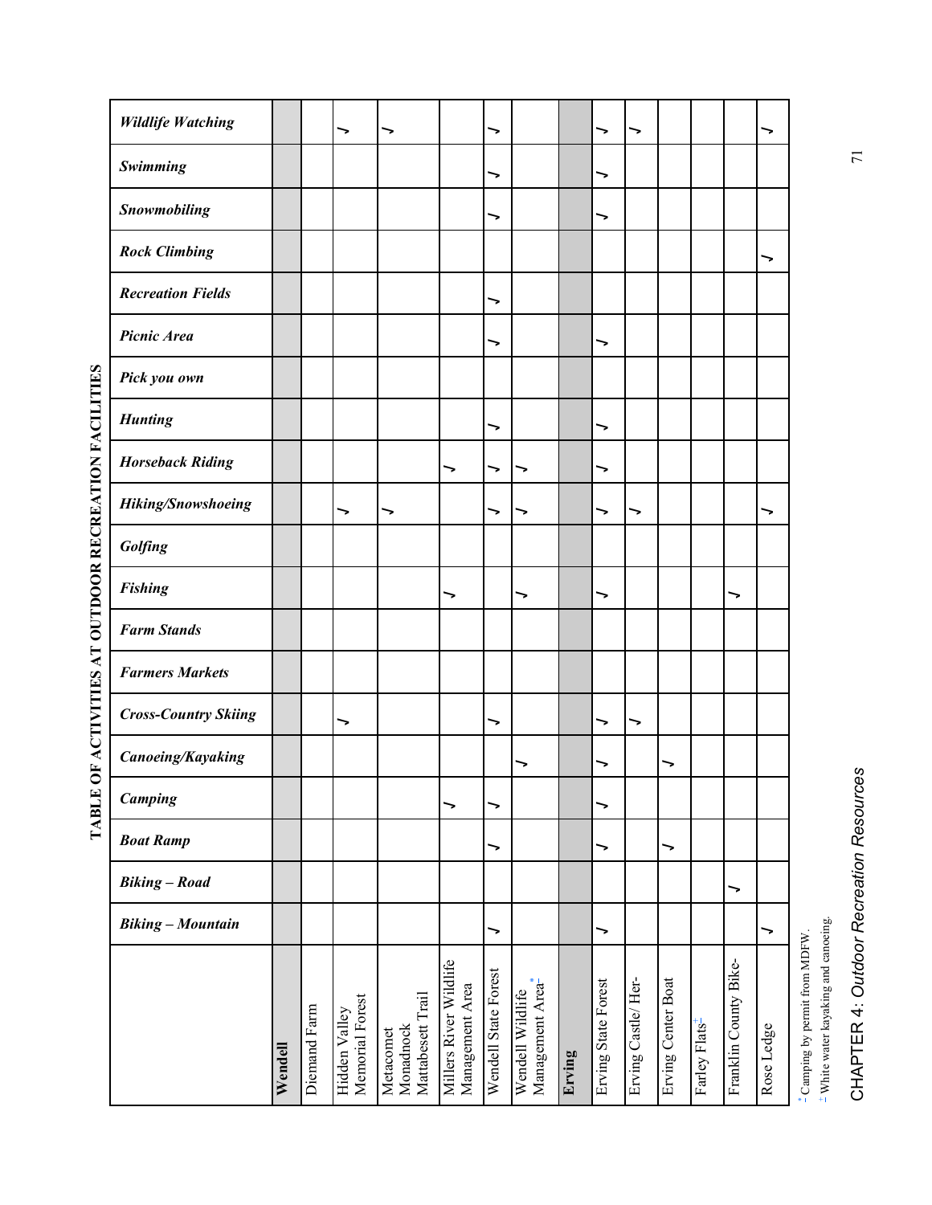# TABLE OF ACTIVITIES AT OUTDOOR RECREATION FACILITIES

| | ***Biking – Mountain*** | ***Biking – Road*** | ***Boat Ramp*** | ***Camping*** | ***Canoeing/Kayaking*** | ***Cross-Country Skiing*** | ***Farmers Markets*** | ***Farm Stands*** | ***Fishing*** | ***Golfing*** | ***Hiking/Snowshoeing*** | ***Horseback Riding*** | ***Hunting*** | ***Pick you own*** | ***Picnic Area*** | ***Recreation Fields*** | ***Rock Climbing*** | ***Snowmobiling*** | ***Swimming*** | ***Wildlife Watching*** |
|---|---|---|---|---|---|---|---|---|---|---|---|---|---|---|---|---|---|---|---|---|
| **Wendell** | | | | | | | | | | | | | | | | | | | | |
| Diemand Farm | | | | | | | | | | | | | | | | | | | | |
| Hidden Valley Memorial Forest | | | | | | ✓ | | | | | ✓ | | | | | | | | | ✓ |
| Metacomet Monadnock Mattabesett Trail | | | | | | | | | | | ✓ | | | | | | | | | ✓ |
| Millers River Wildlife Management Area | | | | ✓ | | | | | ✓ | | | ✓ | | | | | | | | |
| Wendell State Forest | ✓ | | ✓ | ✓ | | ✓ | | | | | ✓ | ✓ | ✓ | | ✓ | ✓ | | ✓ | ✓ | ✓ |
| Wendell Wildlife Management Area*± | | | | | ✓ | | | | ✓ | | ✓ | ✓ | | | | | | | | |
| **Erving** | | | | | | | | | | | | | | | | | | | | |
| Erving State Forest | ✓ | | ✓ | ✓ | ✓ | ✓ | | | ✓ | | ✓ | ✓ | ✓ | | ✓ | | | ✓ | ✓ | ✓ |
| Erving Castle/Her- | | | | | | ✓ | | | | | ✓ | | | | | | | | | ✓ |
| Erving Center Boat | | | ✓ | | ✓ | | | | | | | | | | | | | | | |
| Farley Flats± | | | | | | | | | | | | | | | | | | | | |
| Franklin County Bike- | | ✓ | | | | | | | ✓ | | | | | | | | | | | |
| Rose Ledge | ✓ | | | | | | | | | | ✓ | | | | | | ✓ | | | ✓ |

\* Camping by permit from MDFW.

± White water kayaking and canoeing.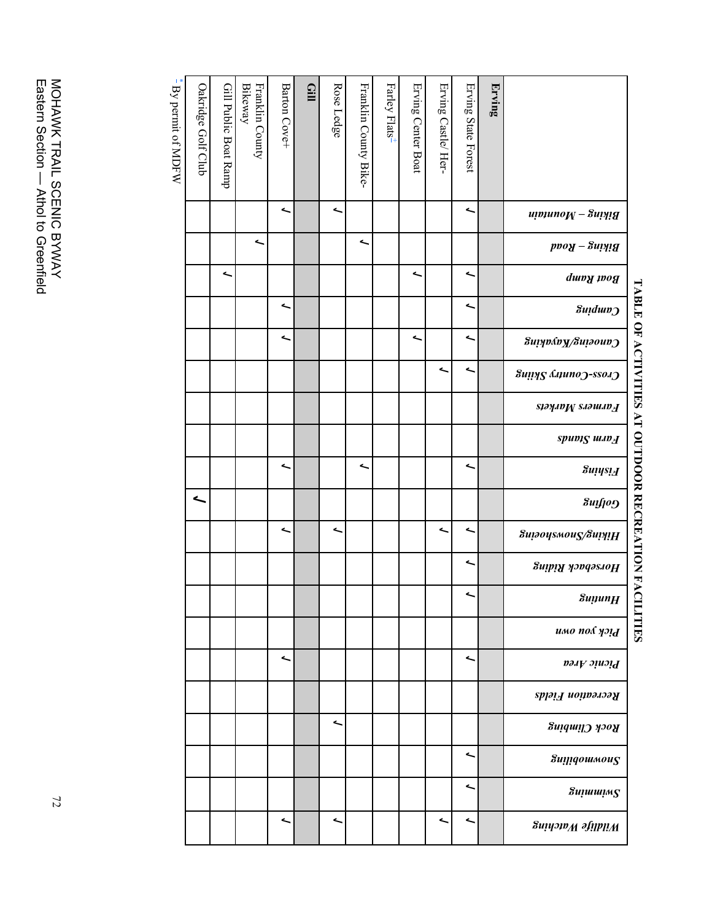**TABLE OF ACTIVITIES AT OUTDOOR RECREATION FACILITIES**

| | *Biking – Mountain* | *Biking – Road* | *Boat Ramp* | *Camping* | *Canoeing/Kayaking* | *Cross-Country Skiing* | *Farmers Markets* | *Farm Stands* | *Fishing* | *Golfing* | *Hiking/Snowshoeing* | *Horseback Riding* | *Hunting* | *Pick you own* | *Picnic Area* | *Recreation Fields* | *Rock Climbing* | *Snowmobiling* | *Swimming* | *Wildlife Watching* |
|---|---|---|---|---|---|---|---|---|---|---|---|---|---|---|---|---|---|---|---|---|
| **Erving** | | | | | | | | | | | | | | | | | | | | |
| Erving State Forest | ✓ | | ✓ | ✓ | ✓ | ✓ | | | ✓ | | ✓ | ✓ | ✓ | | ✓ | | | ✓ | ✓ | ✓ |
| Erving Castle/ Her- | | | | | | ✓ | | | | | ✓ | | | | | | | | | ✓ |
| Erving Center Boat | | | ✓ | | ✓ | | | | | | | | | | | | | | | |
| Farley Flats+ | | | | | | | | | | | | | | | | | | | | |
| Franklin County Bike- | | ✓ | | | | | | | ✓ | | | | | | | | | | | |
| Rose Ledge | ✓ | | | | | | | | | | ✓ | | | | | | ✓ | | | ✓ |
| **Gill** | | | | | | | | | | | | | | | | | | | | |
| Barton Cove+ | ✓ | | | ✓ | ✓ | | | | ✓ | | ✓ | | | | ✓ | | | | | ✓ |
| Franklin County Bikeway | | ✓ | | | | | | | | | | | | | | | | | | |
| Gill Public Boat Ramp | | | ✓ | | | | | | | | | | | | | | | | | |
| Oakridge Golf Club | | | | | | | | | | ✓ | | | | | | | | | | |

+ By permit of MDFW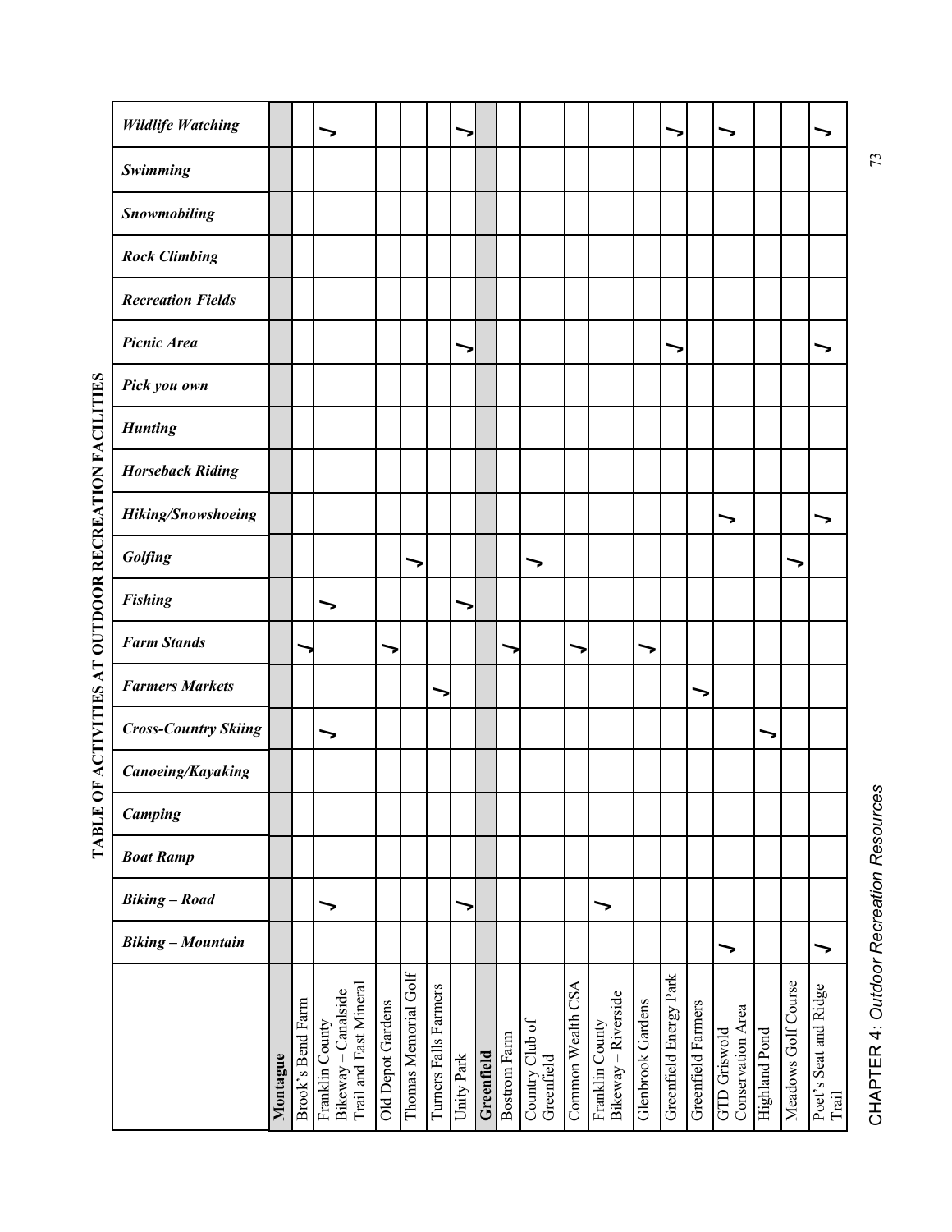## TABLE OF ACTIVITIES AT OUTDOOR RECREATION FACILITIES

| | Biking – Mountain | Biking – Road | Boat Ramp | Camping | Canoeing/Kayaking | Cross-Country Skiing | Farmers Markets | Farm Stands | Fishing | Golfing | Hiking/Snowshoeing | Horseback Riding | Hunting | Pick you own | Picnic Area | Recreation Fields | Rock Climbing | Snowmobiling | Swimming | Wildlife Watching |
|---|---|---|---|---|---|---|---|---|---|---|---|---|---|---|---|---|---|---|---|---|
| **Montague** | | | | | | | | | | | | | | | | | | | | |
| Brook's Bend Farm | | | | | | | | ✓ | | | | | | | | | | | | |
| Franklin County Bikeway – Canalside Trail and East Mineral | | ✓ | | | | ✓ | | | ✓ | | | | | | | | | | | ✓ |
| Old Depot Gardens | | | | | | | | ✓ | | | | | | | | | | | | |
| Thomas Memorial Golf | | | | | | | | | | ✓ | | | | | | | | | | |
| Turners Falls Farmers | | | | | | | ✓ | | | | | | | | | | | | | |
| Unity Park | | ✓ | | | | | | | ✓ | | | | | | ✓ | | | | | ✓ |
| **Greenfield** | | | | | | | | | | | | | | | | | | | | |
| Bostrom Farm | | | | | | | | ✓ | | | | | | | | | | | | |
| Country Club of Greenfield | | | | | | | | | | ✓ | | | | | | | | | | |
| Common Wealth CSA | | | | | | | | ✓ | | | | | | | | | | | | |
| Franklin County Bikeway – Riverside | | ✓ | | | | | | | | | | | | | | | | | | |
| Glenbrook Gardens | | | | | | | | ✓ | | | | | | | | | | | | |
| Greenfield Energy Park | | | | | | | | | | | | | | | ✓ | | | | | ✓ |
| Greenfield Farmers | | | | | | | ✓ | | | | | | | | | | | | | |
| GTD Griswold Conservation Area | ✓ | | | | | | | | | | ✓ | | | | | | | | | ✓ |
| Highland Pond | | | | | | ✓ | | | | | | | | | | | | | | |
| Meadows Golf Course | | | | | | | | | | ✓ | | | | | | | | | | |
| Poet's Seat and Ridge Trail | ✓ | | | | | | | | | | ✓ | | | | ✓ | | | | | ✓ |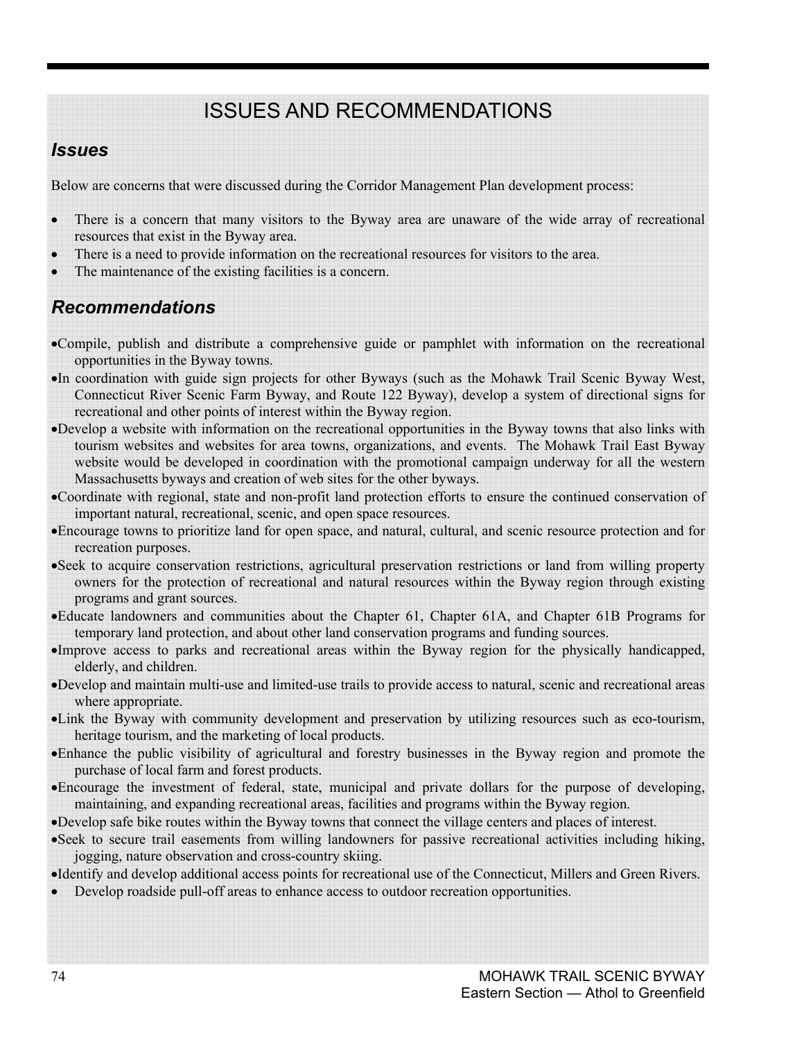# ISSUES AND RECOMMENDATIONS

## *Issues*

Below are concerns that were discussed during the Corridor Management Plan development process:

- There is a concern that many visitors to the Byway area are unaware of the wide array of recreational resources that exist in the Byway area.
- There is a need to provide information on the recreational resources for visitors to the area.
- The maintenance of the existing facilities is a concern.

## *Recommendations*

- Compile, publish and distribute a comprehensive guide or pamphlet with information on the recreational opportunities in the Byway towns.
- In coordination with guide sign projects for other Byways (such as the Mohawk Trail Scenic Byway West, Connecticut River Scenic Farm Byway, and Route 122 Byway), develop a system of directional signs for recreational and other points of interest within the Byway region.
- Develop a website with information on the recreational opportunities in the Byway towns that also links with tourism websites and websites for area towns, organizations, and events. The Mohawk Trail East Byway website would be developed in coordination with the promotional campaign underway for all the western Massachusetts byways and creation of web sites for the other byways.
- Coordinate with regional, state and non-profit land protection efforts to ensure the continued conservation of important natural, recreational, scenic, and open space resources.
- Encourage towns to prioritize land for open space, and natural, cultural, and scenic resource protection and for recreation purposes.
- Seek to acquire conservation restrictions, agricultural preservation restrictions or land from willing property owners for the protection of recreational and natural resources within the Byway region through existing programs and grant sources.
- Educate landowners and communities about the Chapter 61, Chapter 61A, and Chapter 61B Programs for temporary land protection, and about other land conservation programs and funding sources.
- Improve access to parks and recreational areas within the Byway region for the physically handicapped, elderly, and children.
- Develop and maintain multi-use and limited-use trails to provide access to natural, scenic and recreational areas where appropriate.
- Link the Byway with community development and preservation by utilizing resources such as eco-tourism, heritage tourism, and the marketing of local products.
- Enhance the public visibility of agricultural and forestry businesses in the Byway region and promote the purchase of local farm and forest products.
- Encourage the investment of federal, state, municipal and private dollars for the purpose of developing, maintaining, and expanding recreational areas, facilities and programs within the Byway region.
- Develop safe bike routes within the Byway towns that connect the village centers and places of interest.
- Seek to secure trail easements from willing landowners for passive recreational activities including hiking, jogging, nature observation and cross-country skiing.
- Identify and develop additional access points for recreational use of the Connecticut, Millers and Green Rivers.
- Develop roadside pull-off areas to enhance access to outdoor recreation opportunities.